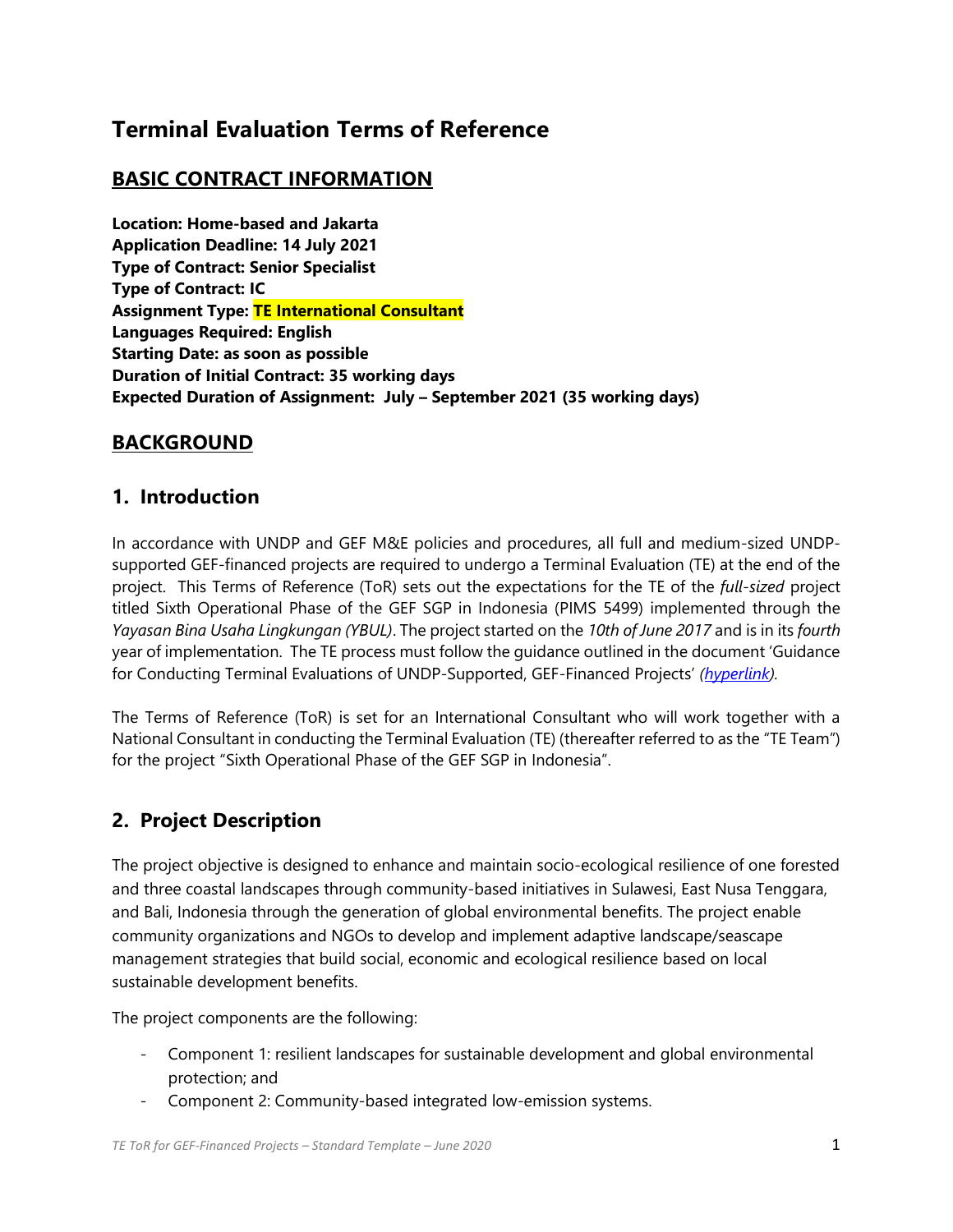# Terminal Evaluation Terms of Reference

## BASIC CONTRACT INFORMATION

**Location: Home-based and Jakarta**
**Application Deadline: 14 July 2021**
**Type of Contract: Senior Specialist**
**Type of Contract: IC**
**Assignment Type: TE International Consultant**
**Languages Required: English**
**Starting Date: as soon as possible**
**Duration of Initial Contract: 35 working days**
**Expected Duration of Assignment: July – September 2021 (35 working days)**

## BACKGROUND

## 1. Introduction

In accordance with UNDP and GEF M&E policies and procedures, all full and medium-sized UNDP-supported GEF-financed projects are required to undergo a Terminal Evaluation (TE) at the end of the project. This Terms of Reference (ToR) sets out the expectations for the TE of the *full-sized* project titled Sixth Operational Phase of the GEF SGP in Indonesia (PIMS 5499) implemented through the *Yayasan Bina Usaha Lingkungan (YBUL)*. The project started on the *10th of June 2017* and is in its *fourth* year of implementation. The TE process must follow the guidance outlined in the document 'Guidance for Conducting Terminal Evaluations of UNDP-Supported, GEF-Financed Projects' *(hyperlink)*.

The Terms of Reference (ToR) is set for an International Consultant who will work together with a National Consultant in conducting the Terminal Evaluation (TE) (thereafter referred to as the "TE Team") for the project "Sixth Operational Phase of the GEF SGP in Indonesia".

## 2. Project Description

The project objective is designed to enhance and maintain socio-ecological resilience of one forested and three coastal landscapes through community-based initiatives in Sulawesi, East Nusa Tenggara, and Bali, Indonesia through the generation of global environmental benefits. The project enable community organizations and NGOs to develop and implement adaptive landscape/seascape management strategies that build social, economic and ecological resilience based on local sustainable development benefits.

The project components are the following:

- Component 1: resilient landscapes for sustainable development and global environmental protection; and
- Component 2: Community-based integrated low-emission systems.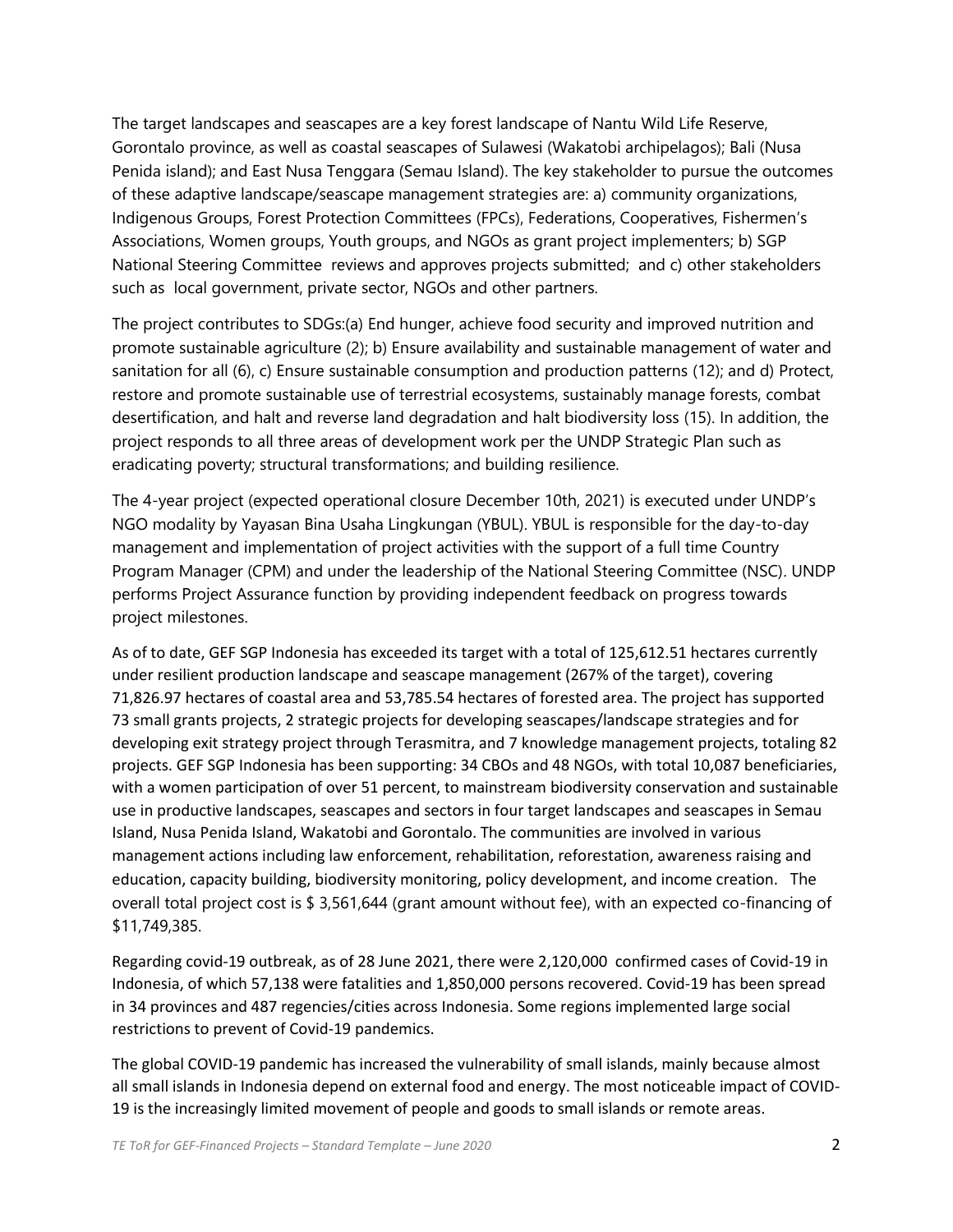The target landscapes and seascapes are a key forest landscape of Nantu Wild Life Reserve, Gorontalo province, as well as coastal seascapes of Sulawesi (Wakatobi archipelagos); Bali (Nusa Penida island); and East Nusa Tenggara (Semau Island). The key stakeholder to pursue the outcomes of these adaptive landscape/seascape management strategies are: a) community organizations, Indigenous Groups, Forest Protection Committees (FPCs), Federations, Cooperatives, Fishermen's Associations, Women groups, Youth groups, and NGOs as grant project implementers; b) SGP National Steering Committee reviews and approves projects submitted; and c) other stakeholders such as local government, private sector, NGOs and other partners.

The project contributes to SDGs:(a) End hunger, achieve food security and improved nutrition and promote sustainable agriculture (2); b) Ensure availability and sustainable management of water and sanitation for all (6), c) Ensure sustainable consumption and production patterns (12); and d) Protect, restore and promote sustainable use of terrestrial ecosystems, sustainably manage forests, combat desertification, and halt and reverse land degradation and halt biodiversity loss (15). In addition, the project responds to all three areas of development work per the UNDP Strategic Plan such as eradicating poverty; structural transformations; and building resilience.

The 4-year project (expected operational closure December 10th, 2021) is executed under UNDP's NGO modality by Yayasan Bina Usaha Lingkungan (YBUL). YBUL is responsible for the day-to-day management and implementation of project activities with the support of a full time Country Program Manager (CPM) and under the leadership of the National Steering Committee (NSC). UNDP performs Project Assurance function by providing independent feedback on progress towards project milestones.

As of to date, GEF SGP Indonesia has exceeded its target with a total of 125,612.51 hectares currently under resilient production landscape and seascape management (267% of the target), covering 71,826.97 hectares of coastal area and 53,785.54 hectares of forested area. The project has supported 73 small grants projects, 2 strategic projects for developing seascapes/landscape strategies and for developing exit strategy project through Terasmitra, and 7 knowledge management projects, totaling 82 projects. GEF SGP Indonesia has been supporting: 34 CBOs and 48 NGOs, with total 10,087 beneficiaries, with a women participation of over 51 percent, to mainstream biodiversity conservation and sustainable use in productive landscapes, seascapes and sectors in four target landscapes and seascapes in Semau Island, Nusa Penida Island, Wakatobi and Gorontalo. The communities are involved in various management actions including law enforcement, rehabilitation, reforestation, awareness raising and education, capacity building, biodiversity monitoring, policy development, and income creation. The overall total project cost is $ 3,561,644 (grant amount without fee), with an expected co-financing of $11,749,385.

Regarding covid-19 outbreak, as of 28 June 2021, there were 2,120,000 confirmed cases of Covid-19 in Indonesia, of which 57,138 were fatalities and 1,850,000 persons recovered. Covid-19 has been spread in 34 provinces and 487 regencies/cities across Indonesia. Some regions implemented large social restrictions to prevent of Covid-19 pandemics.

The global COVID-19 pandemic has increased the vulnerability of small islands, mainly because almost all small islands in Indonesia depend on external food and energy. The most noticeable impact of COVID-19 is the increasingly limited movement of people and goods to small islands or remote areas.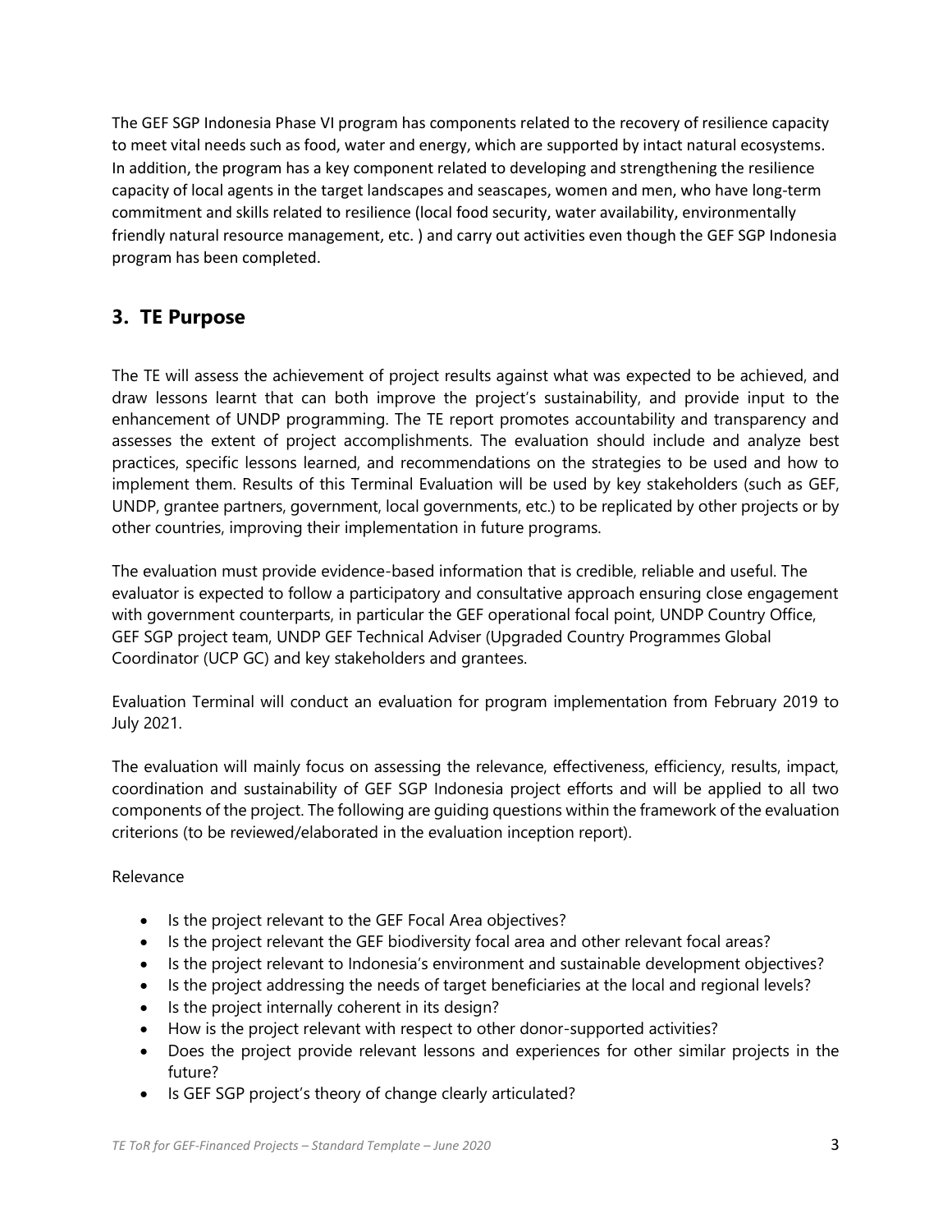The GEF SGP Indonesia Phase VI program has components related to the recovery of resilience capacity to meet vital needs such as food, water and energy, which are supported by intact natural ecosystems. In addition, the program has a key component related to developing and strengthening the resilience capacity of local agents in the target landscapes and seascapes, women and men, who have long-term commitment and skills related to resilience (local food security, water availability, environmentally friendly natural resource management, etc. ) and carry out activities even though the GEF SGP Indonesia program has been completed.

## 3. TE Purpose

The TE will assess the achievement of project results against what was expected to be achieved, and draw lessons learnt that can both improve the project's sustainability, and provide input to the enhancement of UNDP programming. The TE report promotes accountability and transparency and assesses the extent of project accomplishments. The evaluation should include and analyze best practices, specific lessons learned, and recommendations on the strategies to be used and how to implement them. Results of this Terminal Evaluation will be used by key stakeholders (such as GEF, UNDP, grantee partners, government, local governments, etc.) to be replicated by other projects or by other countries, improving their implementation in future programs.

The evaluation must provide evidence-based information that is credible, reliable and useful. The evaluator is expected to follow a participatory and consultative approach ensuring close engagement with government counterparts, in particular the GEF operational focal point, UNDP Country Office, GEF SGP project team, UNDP GEF Technical Adviser (Upgraded Country Programmes Global Coordinator (UCP GC) and key stakeholders and grantees.

Evaluation Terminal will conduct an evaluation for program implementation from February 2019 to July 2021.

The evaluation will mainly focus on assessing the relevance, effectiveness, efficiency, results, impact, coordination and sustainability of GEF SGP Indonesia project efforts and will be applied to all two components of the project. The following are guiding questions within the framework of the evaluation criterions (to be reviewed/elaborated in the evaluation inception report).

Relevance

- Is the project relevant to the GEF Focal Area objectives?
- Is the project relevant the GEF biodiversity focal area and other relevant focal areas?
- Is the project relevant to Indonesia's environment and sustainable development objectives?
- Is the project addressing the needs of target beneficiaries at the local and regional levels?
- Is the project internally coherent in its design?
- How is the project relevant with respect to other donor-supported activities?
- Does the project provide relevant lessons and experiences for other similar projects in the future?
- Is GEF SGP project's theory of change clearly articulated?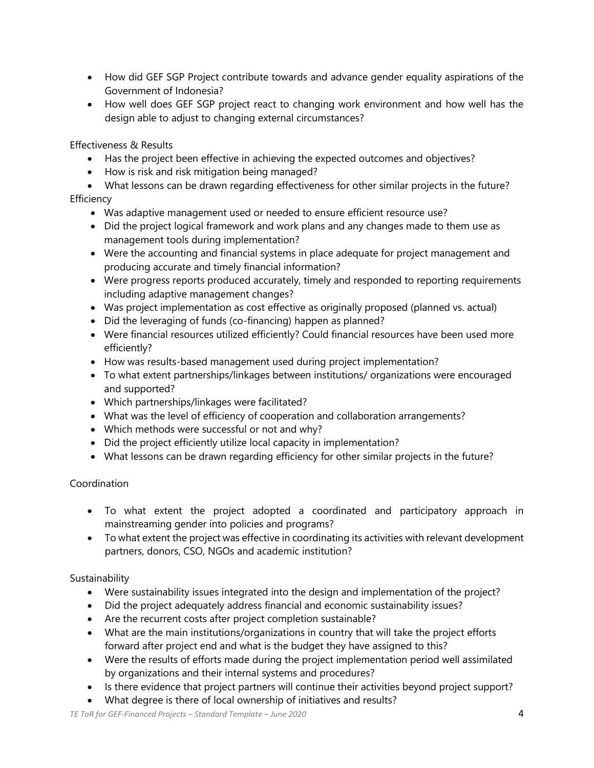- How did GEF SGP Project contribute towards and advance gender equality aspirations of the Government of Indonesia?
- How well does GEF SGP project react to changing work environment and how well has the design able to adjust to changing external circumstances?

Effectiveness & Results

- Has the project been effective in achieving the expected outcomes and objectives?
- How is risk and risk mitigation being managed?
- What lessons can be drawn regarding effectiveness for other similar projects in the future?

Efficiency

- Was adaptive management used or needed to ensure efficient resource use?
- Did the project logical framework and work plans and any changes made to them use as management tools during implementation?
- Were the accounting and financial systems in place adequate for project management and producing accurate and timely financial information?
- Were progress reports produced accurately, timely and responded to reporting requirements including adaptive management changes?
- Was project implementation as cost effective as originally proposed (planned vs. actual)
- Did the leveraging of funds (co-financing) happen as planned?
- Were financial resources utilized efficiently? Could financial resources have been used more efficiently?
- How was results-based management used during project implementation?
- To what extent partnerships/linkages between institutions/ organizations were encouraged and supported?
- Which partnerships/linkages were facilitated?
- What was the level of efficiency of cooperation and collaboration arrangements?
- Which methods were successful or not and why?
- Did the project efficiently utilize local capacity in implementation?
- What lessons can be drawn regarding efficiency for other similar projects in the future?

Coordination

- To what extent the project adopted a coordinated and participatory approach in mainstreaming gender into policies and programs?
- To what extent the project was effective in coordinating its activities with relevant development partners, donors, CSO, NGOs and academic institution?

Sustainability

- Were sustainability issues integrated into the design and implementation of the project?
- Did the project adequately address financial and economic sustainability issues?
- Are the recurrent costs after project completion sustainable?
- What are the main institutions/organizations in country that will take the project efforts forward after project end and what is the budget they have assigned to this?
- Were the results of efforts made during the project implementation period well assimilated by organizations and their internal systems and procedures?
- Is there evidence that project partners will continue their activities beyond project support?
- What degree is there of local ownership of initiatives and results?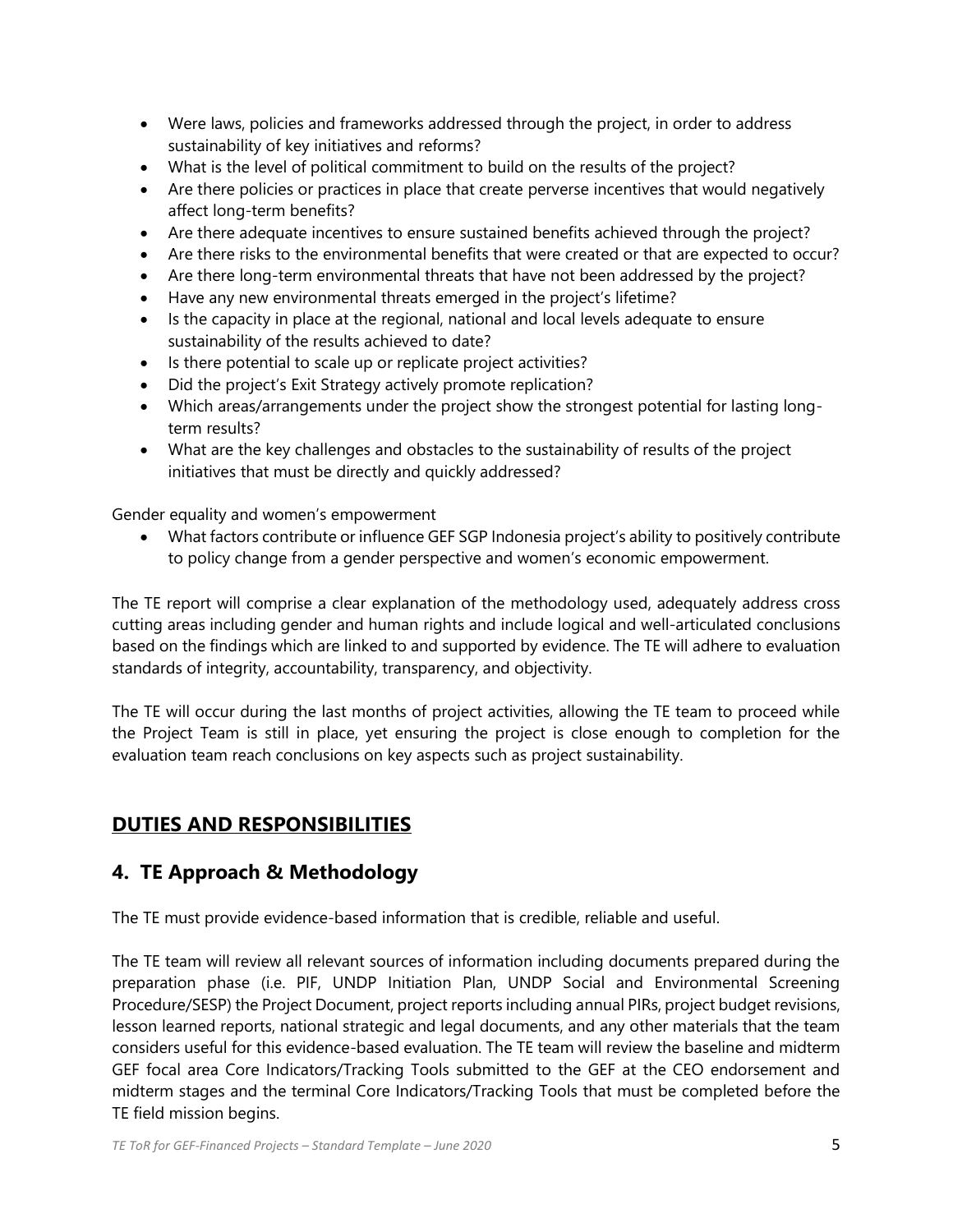- Were laws, policies and frameworks addressed through the project, in order to address sustainability of key initiatives and reforms?
- What is the level of political commitment to build on the results of the project?
- Are there policies or practices in place that create perverse incentives that would negatively affect long-term benefits?
- Are there adequate incentives to ensure sustained benefits achieved through the project?
- Are there risks to the environmental benefits that were created or that are expected to occur?
- Are there long-term environmental threats that have not been addressed by the project?
- Have any new environmental threats emerged in the project's lifetime?
- Is the capacity in place at the regional, national and local levels adequate to ensure sustainability of the results achieved to date?
- Is there potential to scale up or replicate project activities?
- Did the project's Exit Strategy actively promote replication?
- Which areas/arrangements under the project show the strongest potential for lasting long-term results?
- What are the key challenges and obstacles to the sustainability of results of the project initiatives that must be directly and quickly addressed?

Gender equality and women's empowerment

- What factors contribute or influence GEF SGP Indonesia project's ability to positively contribute to policy change from a gender perspective and women's economic empowerment.

The TE report will comprise a clear explanation of the methodology used, adequately address cross cutting areas including gender and human rights and include logical and well-articulated conclusions based on the findings which are linked to and supported by evidence. The TE will adhere to evaluation standards of integrity, accountability, transparency, and objectivity.

The TE will occur during the last months of project activities, allowing the TE team to proceed while the Project Team is still in place, yet ensuring the project is close enough to completion for the evaluation team reach conclusions on key aspects such as project sustainability.

## DUTIES AND RESPONSIBILITIES

## 4. TE Approach & Methodology

The TE must provide evidence-based information that is credible, reliable and useful.

The TE team will review all relevant sources of information including documents prepared during the preparation phase (i.e. PIF, UNDP Initiation Plan, UNDP Social and Environmental Screening Procedure/SESP) the Project Document, project reports including annual PIRs, project budget revisions, lesson learned reports, national strategic and legal documents, and any other materials that the team considers useful for this evidence-based evaluation. The TE team will review the baseline and midterm GEF focal area Core Indicators/Tracking Tools submitted to the GEF at the CEO endorsement and midterm stages and the terminal Core Indicators/Tracking Tools that must be completed before the TE field mission begins.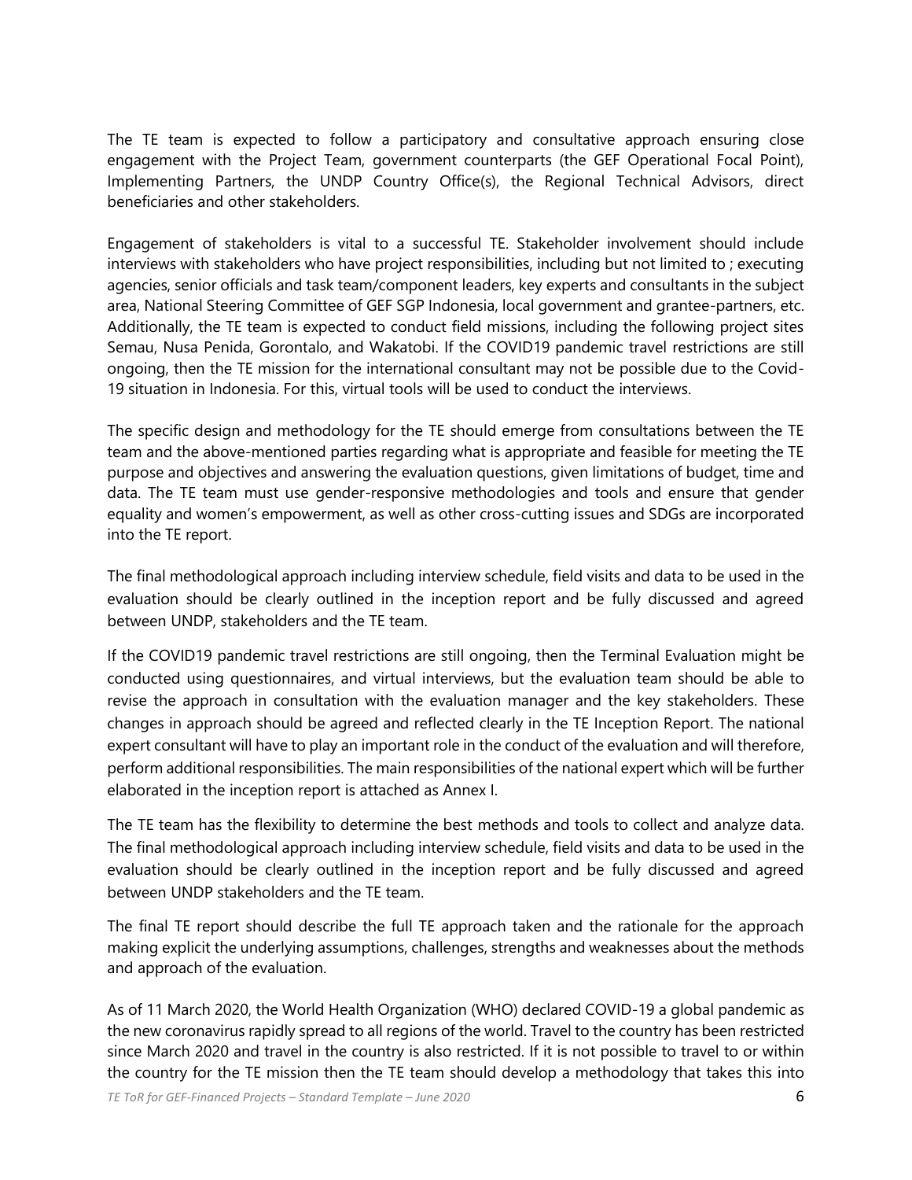The TE team is expected to follow a participatory and consultative approach ensuring close engagement with the Project Team, government counterparts (the GEF Operational Focal Point), Implementing Partners, the UNDP Country Office(s), the Regional Technical Advisors, direct beneficiaries and other stakeholders.

Engagement of stakeholders is vital to a successful TE. Stakeholder involvement should include interviews with stakeholders who have project responsibilities, including but not limited to ; executing agencies, senior officials and task team/component leaders, key experts and consultants in the subject area, National Steering Committee of GEF SGP Indonesia, local government and grantee-partners, etc. Additionally, the TE team is expected to conduct field missions, including the following project sites Semau, Nusa Penida, Gorontalo, and Wakatobi. If the COVID19 pandemic travel restrictions are still ongoing, then the TE mission for the international consultant may not be possible due to the Covid-19 situation in Indonesia. For this, virtual tools will be used to conduct the interviews.

The specific design and methodology for the TE should emerge from consultations between the TE team and the above-mentioned parties regarding what is appropriate and feasible for meeting the TE purpose and objectives and answering the evaluation questions, given limitations of budget, time and data. The TE team must use gender-responsive methodologies and tools and ensure that gender equality and women's empowerment, as well as other cross-cutting issues and SDGs are incorporated into the TE report.

The final methodological approach including interview schedule, field visits and data to be used in the evaluation should be clearly outlined in the inception report and be fully discussed and agreed between UNDP, stakeholders and the TE team.

If the COVID19 pandemic travel restrictions are still ongoing, then the Terminal Evaluation might be conducted using questionnaires, and virtual interviews, but the evaluation team should be able to revise the approach in consultation with the evaluation manager and the key stakeholders. These changes in approach should be agreed and reflected clearly in the TE Inception Report. The national expert consultant will have to play an important role in the conduct of the evaluation and will therefore, perform additional responsibilities. The main responsibilities of the national expert which will be further elaborated in the inception report is attached as Annex I.

The TE team has the flexibility to determine the best methods and tools to collect and analyze data. The final methodological approach including interview schedule, field visits and data to be used in the evaluation should be clearly outlined in the inception report and be fully discussed and agreed between UNDP stakeholders and the TE team.

The final TE report should describe the full TE approach taken and the rationale for the approach making explicit the underlying assumptions, challenges, strengths and weaknesses about the methods and approach of the evaluation.

As of 11 March 2020, the World Health Organization (WHO) declared COVID-19 a global pandemic as the new coronavirus rapidly spread to all regions of the world. Travel to the country has been restricted since March 2020 and travel in the country is also restricted. If it is not possible to travel to or within the country for the TE mission then the TE team should develop a methodology that takes this into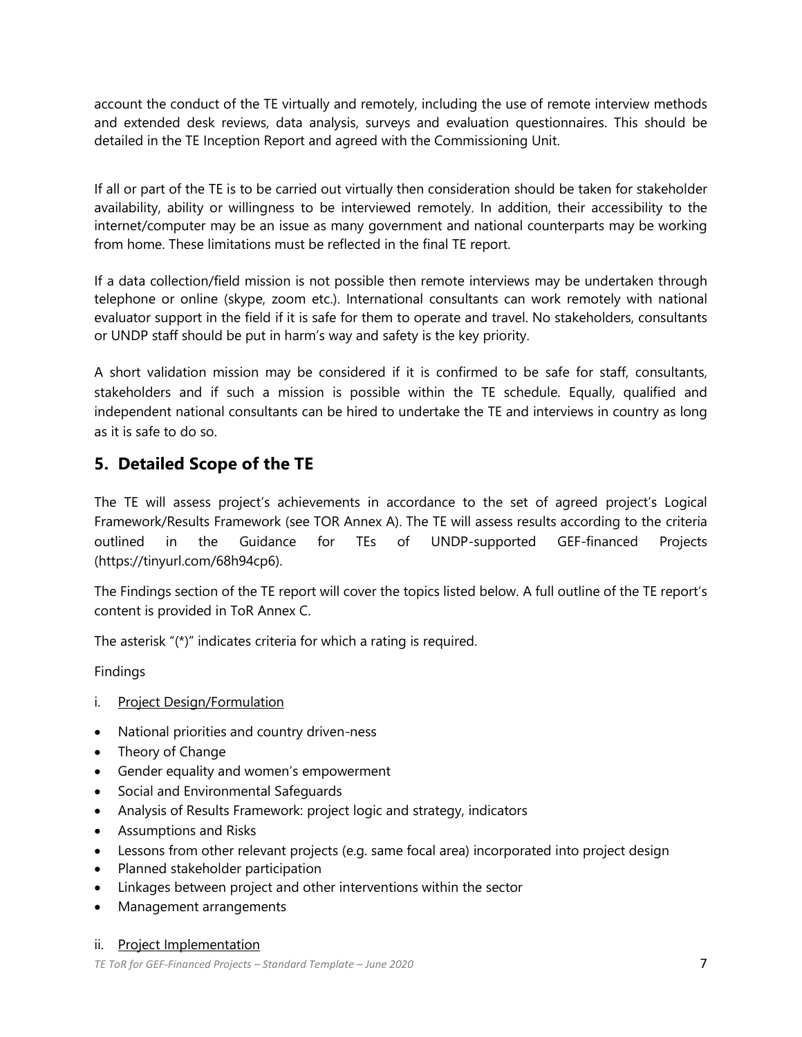account the conduct of the TE virtually and remotely, including the use of remote interview methods and extended desk reviews, data analysis, surveys and evaluation questionnaires. This should be detailed in the TE Inception Report and agreed with the Commissioning Unit.

If all or part of the TE is to be carried out virtually then consideration should be taken for stakeholder availability, ability or willingness to be interviewed remotely. In addition, their accessibility to the internet/computer may be an issue as many government and national counterparts may be working from home. These limitations must be reflected in the final TE report.

If a data collection/field mission is not possible then remote interviews may be undertaken through telephone or online (skype, zoom etc.). International consultants can work remotely with national evaluator support in the field if it is safe for them to operate and travel. No stakeholders, consultants or UNDP staff should be put in harm's way and safety is the key priority.

A short validation mission may be considered if it is confirmed to be safe for staff, consultants, stakeholders and if such a mission is possible within the TE schedule. Equally, qualified and independent national consultants can be hired to undertake the TE and interviews in country as long as it is safe to do so.

## 5. Detailed Scope of the TE

The TE will assess project's achievements in accordance to the set of agreed project's Logical Framework/Results Framework (see TOR Annex A). The TE will assess results according to the criteria outlined in the Guidance for TEs of UNDP-supported GEF-financed Projects (https://tinyurl.com/68h94cp6).

The Findings section of the TE report will cover the topics listed below. A full outline of the TE report's content is provided in ToR Annex C.

The asterisk "(*)" indicates criteria for which a rating is required.

Findings

i. Project Design/Formulation

- National priorities and country driven-ness
- Theory of Change
- Gender equality and women's empowerment
- Social and Environmental Safeguards
- Analysis of Results Framework: project logic and strategy, indicators
- Assumptions and Risks
- Lessons from other relevant projects (e.g. same focal area) incorporated into project design
- Planned stakeholder participation
- Linkages between project and other interventions within the sector
- Management arrangements

ii. Project Implementation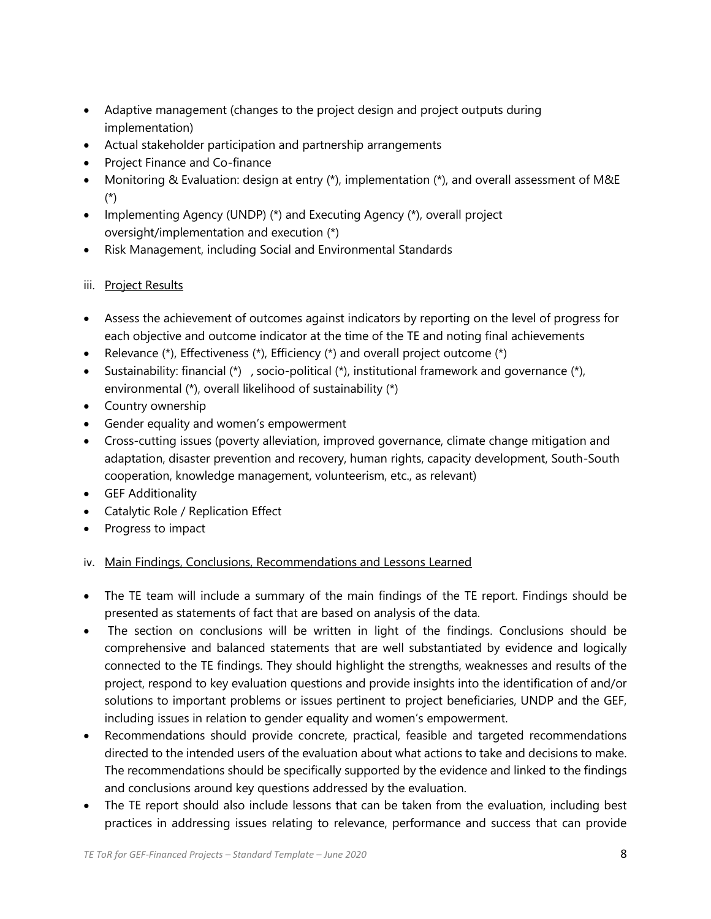- Adaptive management (changes to the project design and project outputs during implementation)
- Actual stakeholder participation and partnership arrangements
- Project Finance and Co-finance
- Monitoring & Evaluation: design at entry (*), implementation (*), and overall assessment of M&E (*)
- Implementing Agency (UNDP) (*) and Executing Agency (*), overall project oversight/implementation and execution (*)
- Risk Management, including Social and Environmental Standards

iii. Project Results

- Assess the achievement of outcomes against indicators by reporting on the level of progress for each objective and outcome indicator at the time of the TE and noting final achievements
- Relevance (*), Effectiveness (*), Efficiency (*) and overall project outcome (*)
- Sustainability: financial (*) , socio-political (*), institutional framework and governance (*), environmental (*), overall likelihood of sustainability (*)
- Country ownership
- Gender equality and women's empowerment
- Cross-cutting issues (poverty alleviation, improved governance, climate change mitigation and adaptation, disaster prevention and recovery, human rights, capacity development, South-South cooperation, knowledge management, volunteerism, etc., as relevant)
- GEF Additionality
- Catalytic Role / Replication Effect
- Progress to impact

iv. Main Findings, Conclusions, Recommendations and Lessons Learned

- The TE team will include a summary of the main findings of the TE report. Findings should be presented as statements of fact that are based on analysis of the data.
- The section on conclusions will be written in light of the findings. Conclusions should be comprehensive and balanced statements that are well substantiated by evidence and logically connected to the TE findings. They should highlight the strengths, weaknesses and results of the project, respond to key evaluation questions and provide insights into the identification of and/or solutions to important problems or issues pertinent to project beneficiaries, UNDP and the GEF, including issues in relation to gender equality and women's empowerment.
- Recommendations should provide concrete, practical, feasible and targeted recommendations directed to the intended users of the evaluation about what actions to take and decisions to make. The recommendations should be specifically supported by the evidence and linked to the findings and conclusions around key questions addressed by the evaluation.
- The TE report should also include lessons that can be taken from the evaluation, including best practices in addressing issues relating to relevance, performance and success that can provide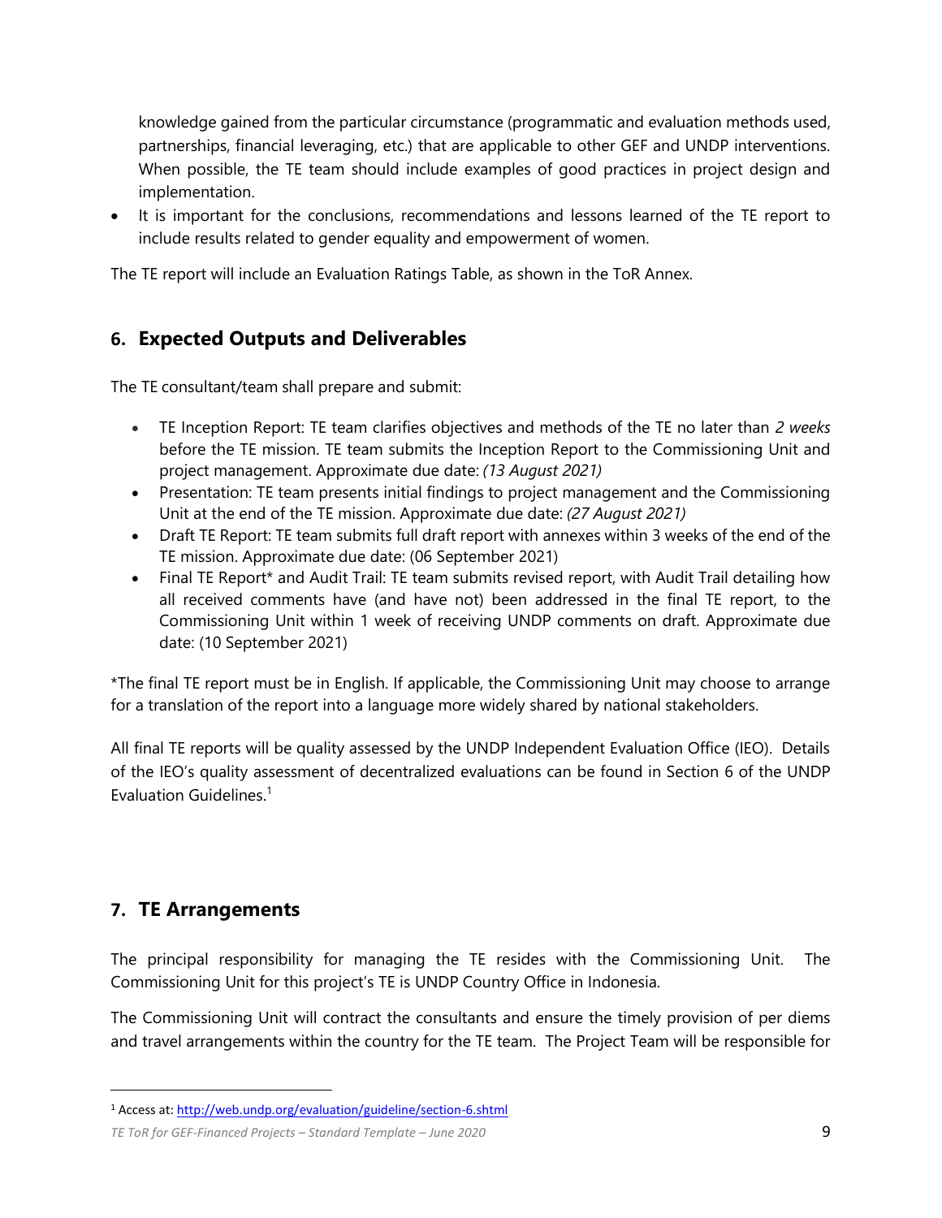knowledge gained from the particular circumstance (programmatic and evaluation methods used, partnerships, financial leveraging, etc.) that are applicable to other GEF and UNDP interventions. When possible, the TE team should include examples of good practices in project design and implementation.

- It is important for the conclusions, recommendations and lessons learned of the TE report to include results related to gender equality and empowerment of women.

The TE report will include an Evaluation Ratings Table, as shown in the ToR Annex.

## 6. Expected Outputs and Deliverables

The TE consultant/team shall prepare and submit:

- TE Inception Report: TE team clarifies objectives and methods of the TE no later than *2 weeks* before the TE mission. TE team submits the Inception Report to the Commissioning Unit and project management. Approximate due date: *(13 August 2021)*
- Presentation: TE team presents initial findings to project management and the Commissioning Unit at the end of the TE mission. Approximate due date: *(27 August 2021)*
- Draft TE Report: TE team submits full draft report with annexes within 3 weeks of the end of the TE mission. Approximate due date: (06 September 2021)
- Final TE Report* and Audit Trail: TE team submits revised report, with Audit Trail detailing how all received comments have (and have not) been addressed in the final TE report, to the Commissioning Unit within 1 week of receiving UNDP comments on draft. Approximate due date: (10 September 2021)

*The final TE report must be in English. If applicable, the Commissioning Unit may choose to arrange for a translation of the report into a language more widely shared by national stakeholders.

All final TE reports will be quality assessed by the UNDP Independent Evaluation Office (IEO). Details of the IEO's quality assessment of decentralized evaluations can be found in Section 6 of the UNDP Evaluation Guidelines.[1]

## 7. TE Arrangements

The principal responsibility for managing the TE resides with the Commissioning Unit. The Commissioning Unit for this project's TE is UNDP Country Office in Indonesia.

The Commissioning Unit will contract the consultants and ensure the timely provision of per diems and travel arrangements within the country for the TE team. The Project Team will be responsible for

[1] Access at: http://web.undp.org/evaluation/guideline/section-6.shtml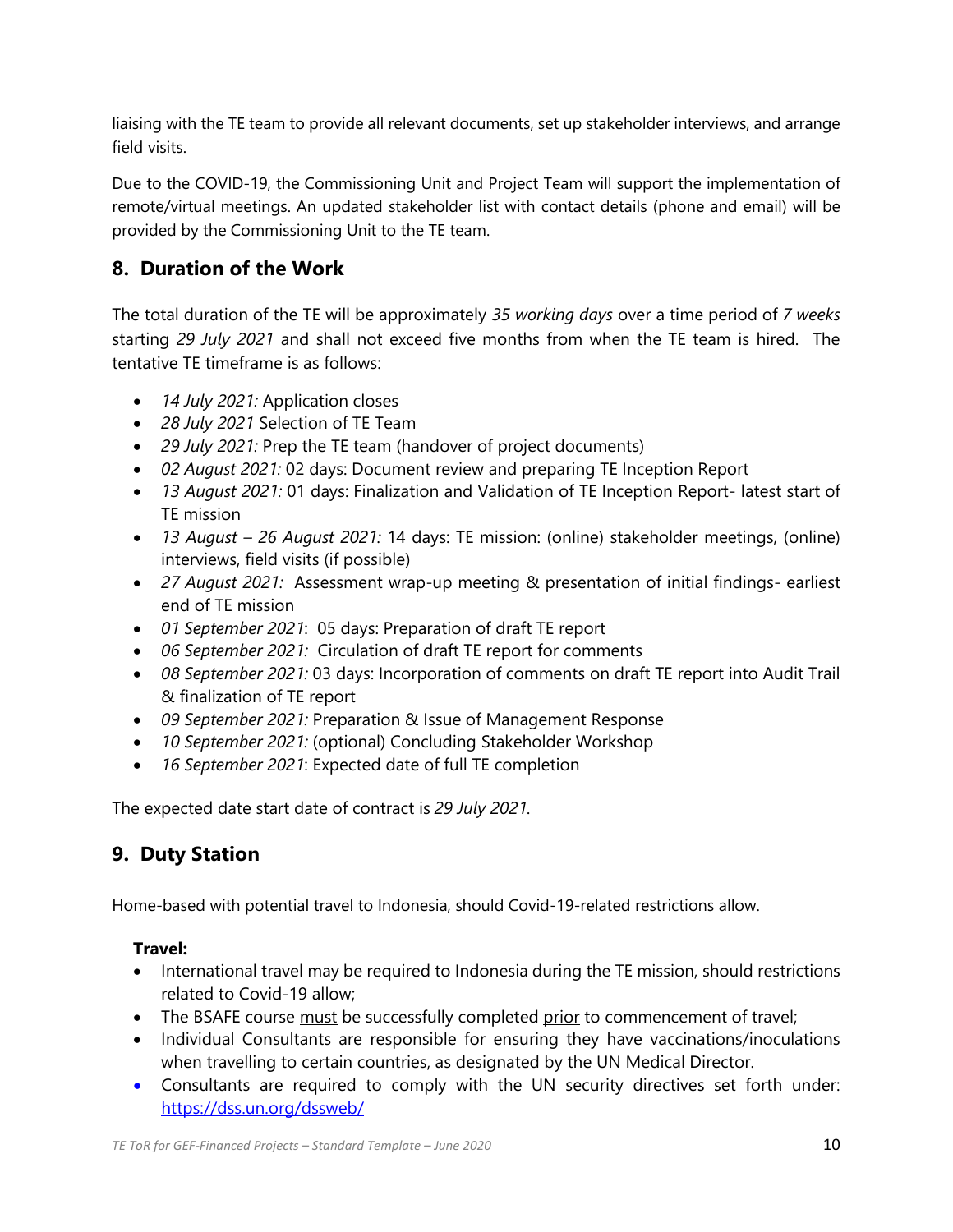liaising with the TE team to provide all relevant documents, set up stakeholder interviews, and arrange field visits.

Due to the COVID-19, the Commissioning Unit and Project Team will support the implementation of remote/virtual meetings. An updated stakeholder list with contact details (phone and email) will be provided by the Commissioning Unit to the TE team.

## 8. Duration of the Work

The total duration of the TE will be approximately *35 working days* over a time period of *7 weeks* starting *29 July 2021* and shall not exceed five months from when the TE team is hired. The tentative TE timeframe is as follows:

- *14 July 2021:* Application closes
- *28 July 2021* Selection of TE Team
- *29 July 2021:* Prep the TE team (handover of project documents)
- *02 August 2021:* 02 days: Document review and preparing TE Inception Report
- *13 August 2021:* 01 days: Finalization and Validation of TE Inception Report- latest start of TE mission
- *13 August – 26 August 2021:* 14 days: TE mission: (online) stakeholder meetings, (online) interviews, field visits (if possible)
- *27 August 2021:* Assessment wrap-up meeting & presentation of initial findings- earliest end of TE mission
- *01 September 2021*: 05 days: Preparation of draft TE report
- *06 September 2021:* Circulation of draft TE report for comments
- *08 September 2021:* 03 days: Incorporation of comments on draft TE report into Audit Trail & finalization of TE report
- *09 September 2021:* Preparation & Issue of Management Response
- *10 September 2021:* (optional) Concluding Stakeholder Workshop
- *16 September 2021*: Expected date of full TE completion

The expected date start date of contract is *29 July 2021*.

## 9. Duty Station

Home-based with potential travel to Indonesia, should Covid-19-related restrictions allow.

**Travel:**

- International travel may be required to Indonesia during the TE mission, should restrictions related to Covid-19 allow;
- The BSAFE course must be successfully completed prior to commencement of travel;
- Individual Consultants are responsible for ensuring they have vaccinations/inoculations when travelling to certain countries, as designated by the UN Medical Director.
- Consultants are required to comply with the UN security directives set forth under: https://dss.un.org/dssweb/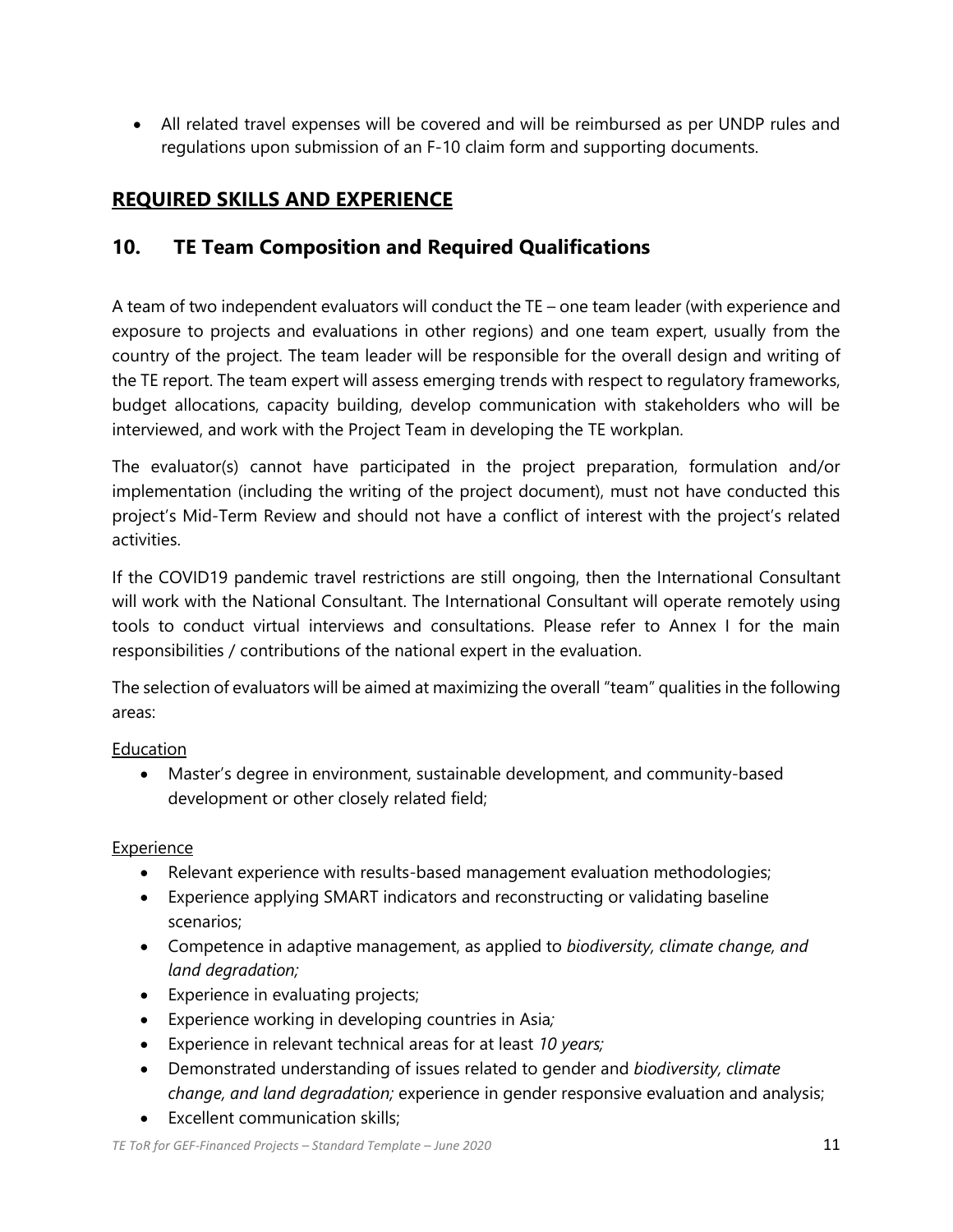- All related travel expenses will be covered and will be reimbursed as per UNDP rules and regulations upon submission of an F-10 claim form and supporting documents.

## REQUIRED SKILLS AND EXPERIENCE

## 10. TE Team Composition and Required Qualifications

A team of two independent evaluators will conduct the TE – one team leader (with experience and exposure to projects and evaluations in other regions) and one team expert, usually from the country of the project. The team leader will be responsible for the overall design and writing of the TE report. The team expert will assess emerging trends with respect to regulatory frameworks, budget allocations, capacity building, develop communication with stakeholders who will be interviewed, and work with the Project Team in developing the TE workplan.

The evaluator(s) cannot have participated in the project preparation, formulation and/or implementation (including the writing of the project document), must not have conducted this project's Mid-Term Review and should not have a conflict of interest with the project's related activities.

If the COVID19 pandemic travel restrictions are still ongoing, then the International Consultant will work with the National Consultant. The International Consultant will operate remotely using tools to conduct virtual interviews and consultations. Please refer to Annex I for the main responsibilities / contributions of the national expert in the evaluation.

The selection of evaluators will be aimed at maximizing the overall "team" qualities in the following areas:

Education

- Master's degree in environment, sustainable development, and community-based development or other closely related field;

Experience

- Relevant experience with results-based management evaluation methodologies;
- Experience applying SMART indicators and reconstructing or validating baseline scenarios;
- Competence in adaptive management, as applied to *biodiversity, climate change, and land degradation;*
- Experience in evaluating projects;
- Experience working in developing countries in Asia*;*
- Experience in relevant technical areas for at least *10 years;*
- Demonstrated understanding of issues related to gender and *biodiversity, climate change, and land degradation;* experience in gender responsive evaluation and analysis;
- Excellent communication skills;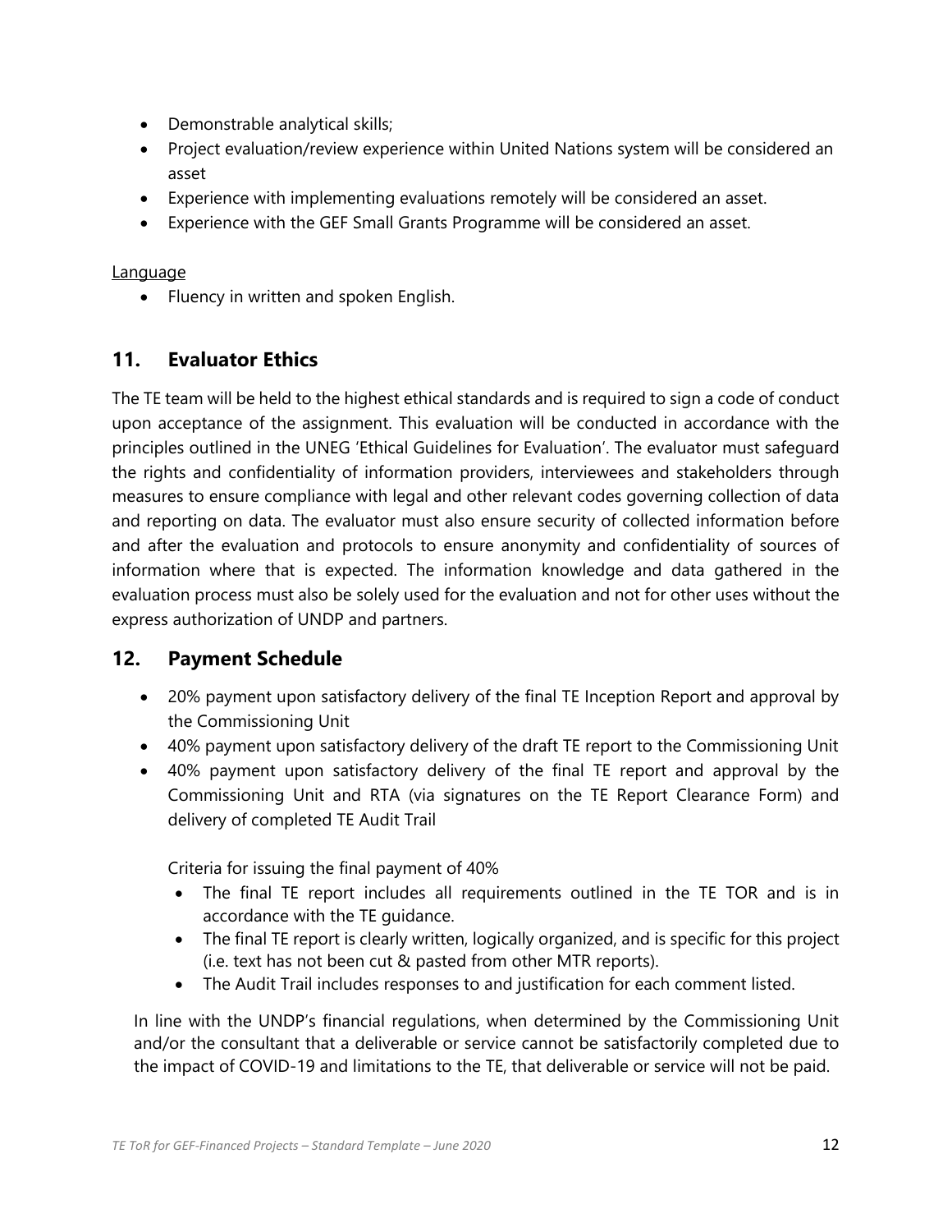- Demonstrable analytical skills;
- Project evaluation/review experience within United Nations system will be considered an asset
- Experience with implementing evaluations remotely will be considered an asset.
- Experience with the GEF Small Grants Programme will be considered an asset.

Language

- Fluency in written and spoken English.

## 11. Evaluator Ethics

The TE team will be held to the highest ethical standards and is required to sign a code of conduct upon acceptance of the assignment. This evaluation will be conducted in accordance with the principles outlined in the UNEG 'Ethical Guidelines for Evaluation'. The evaluator must safeguard the rights and confidentiality of information providers, interviewees and stakeholders through measures to ensure compliance with legal and other relevant codes governing collection of data and reporting on data. The evaluator must also ensure security of collected information before and after the evaluation and protocols to ensure anonymity and confidentiality of sources of information where that is expected. The information knowledge and data gathered in the evaluation process must also be solely used for the evaluation and not for other uses without the express authorization of UNDP and partners.

## 12. Payment Schedule

- 20% payment upon satisfactory delivery of the final TE Inception Report and approval by the Commissioning Unit
- 40% payment upon satisfactory delivery of the draft TE report to the Commissioning Unit
- 40% payment upon satisfactory delivery of the final TE report and approval by the Commissioning Unit and RTA (via signatures on the TE Report Clearance Form) and delivery of completed TE Audit Trail

  Criteria for issuing the final payment of 40%
  - The final TE report includes all requirements outlined in the TE TOR and is in accordance with the TE guidance.
  - The final TE report is clearly written, logically organized, and is specific for this project (i.e. text has not been cut & pasted from other MTR reports).
  - The Audit Trail includes responses to and justification for each comment listed.

In line with the UNDP's financial regulations, when determined by the Commissioning Unit and/or the consultant that a deliverable or service cannot be satisfactorily completed due to the impact of COVID-19 and limitations to the TE, that deliverable or service will not be paid.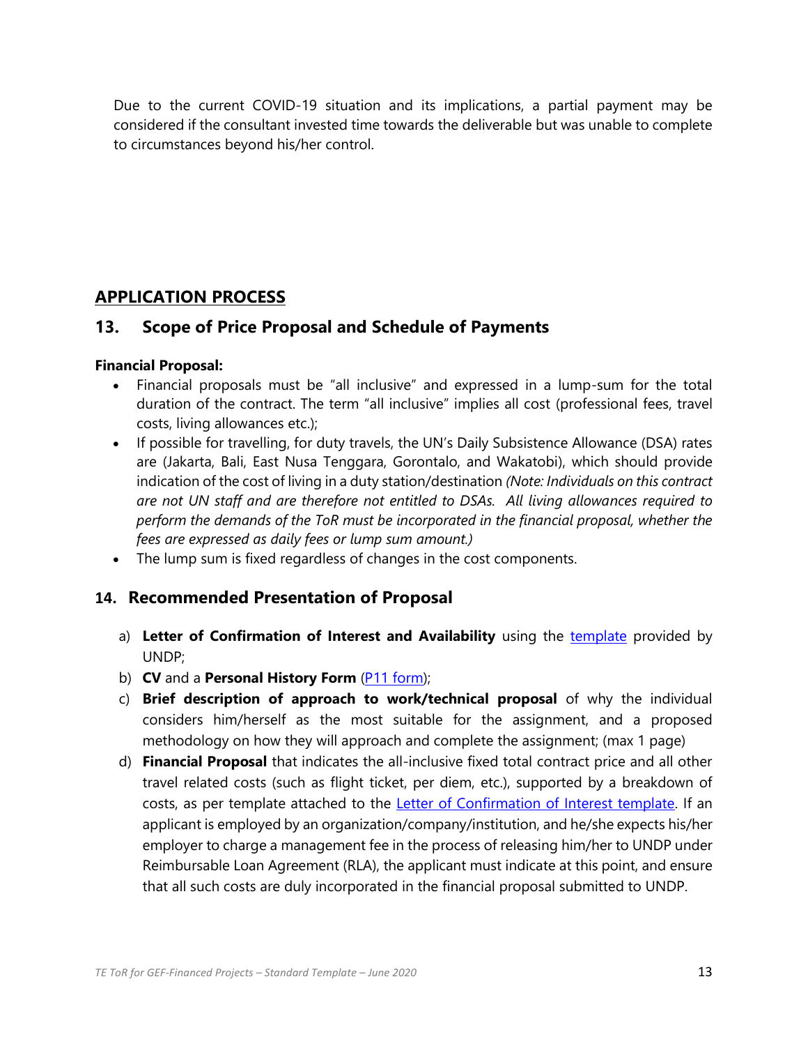Due to the current COVID-19 situation and its implications, a partial payment may be considered if the consultant invested time towards the deliverable but was unable to complete to circumstances beyond his/her control.

## APPLICATION PROCESS

## 13. Scope of Price Proposal and Schedule of Payments

**Financial Proposal:**

- Financial proposals must be "all inclusive" and expressed in a lump-sum for the total duration of the contract. The term "all inclusive" implies all cost (professional fees, travel costs, living allowances etc.);
- If possible for travelling, for duty travels, the UN's Daily Subsistence Allowance (DSA) rates are (Jakarta, Bali, East Nusa Tenggara, Gorontalo, and Wakatobi), which should provide indication of the cost of living in a duty station/destination *(Note: Individuals on this contract are not UN staff and are therefore not entitled to DSAs. All living allowances required to perform the demands of the ToR must be incorporated in the financial proposal, whether the fees are expressed as daily fees or lump sum amount.)*
- The lump sum is fixed regardless of changes in the cost components.

## 14. Recommended Presentation of Proposal

a) **Letter of Confirmation of Interest and Availability** using the template provided by UNDP;

b) **CV** and a **Personal History Form** (P11 form);

c) **Brief description of approach to work/technical proposal** of why the individual considers him/herself as the most suitable for the assignment, and a proposed methodology on how they will approach and complete the assignment; (max 1 page)

d) **Financial Proposal** that indicates the all-inclusive fixed total contract price and all other travel related costs (such as flight ticket, per diem, etc.), supported by a breakdown of costs, as per template attached to the Letter of Confirmation of Interest template. If an applicant is employed by an organization/company/institution, and he/she expects his/her employer to charge a management fee in the process of releasing him/her to UNDP under Reimbursable Loan Agreement (RLA), the applicant must indicate at this point, and ensure that all such costs are duly incorporated in the financial proposal submitted to UNDP.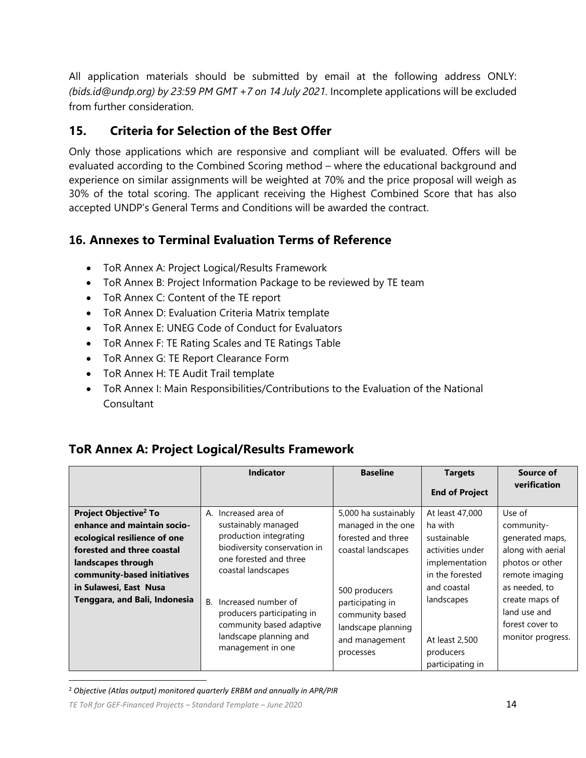All application materials should be submitted by email at the following address ONLY: *(bids.id@undp.org) by 23:59 PM GMT +7 on 14 July 2021*. Incomplete applications will be excluded from further consideration.

## 15. Criteria for Selection of the Best Offer

Only those applications which are responsive and compliant will be evaluated. Offers will be evaluated according to the Combined Scoring method – where the educational background and experience on similar assignments will be weighted at 70% and the price proposal will weigh as 30% of the total scoring. The applicant receiving the Highest Combined Score that has also accepted UNDP's General Terms and Conditions will be awarded the contract.

## 16. Annexes to Terminal Evaluation Terms of Reference

- ToR Annex A: Project Logical/Results Framework
- ToR Annex B: Project Information Package to be reviewed by TE team
- ToR Annex C: Content of the TE report
- ToR Annex D: Evaluation Criteria Matrix template
- ToR Annex E: UNEG Code of Conduct for Evaluators
- ToR Annex F: TE Rating Scales and TE Ratings Table
- ToR Annex G: TE Report Clearance Form
- ToR Annex H: TE Audit Trail template
- ToR Annex I: Main Responsibilities/Contributions to the Evaluation of the National Consultant

## ToR Annex A: Project Logical/Results Framework

| | Indicator | Baseline | Targets<br>End of Project | Source of verification |
|---|---|---|---|---|
| **Project Objective[2] To enhance and maintain socio-ecological resilience of one forested and three coastal landscapes through community-based initiatives in Sulawesi, East Nusa Tenggara, and Bali, Indonesia** | A. Increased area of sustainably managed production integrating biodiversity conservation in one forested and three coastal landscapes<br><br>B. Increased number of producers participating in community based adaptive landscape planning and management in one | 5,000 ha sustainably managed in the one forested and three coastal landscapes<br><br>500 producers participating in community based landscape planning and management processes | At least 47,000 ha with sustainable activities under implementation in the forested and coastal landscapes<br><br>At least 2,500 producers participating in | Use of community-generated maps, along with aerial photos or other remote imaging as needed, to create maps of land use and forest cover to monitor progress. |

[2] *Objective (Atlas output) monitored quarterly ERBM and annually in APR/PIR*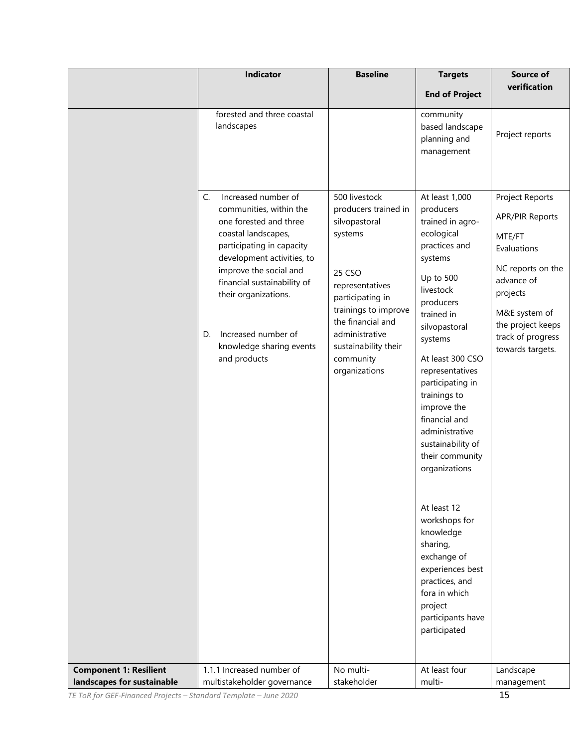| | Indicator | Baseline | Targets End of Project | Source of verification |
|---|---|---|---|---|
| | forested and three coastal landscapes | | community based landscape planning and management | Project reports |
| | C. Increased number of communities, within the one forested and three coastal landscapes, participating in capacity development activities, to improve the social and financial sustainability of their organizations.<br><br>D. Increased number of knowledge sharing events and products | 500 livestock producers trained in silvopastoral systems<br><br>25 CSO representatives participating in trainings to improve the financial and administrative sustainability their community organizations | At least 1,000 producers trained in agro-ecological practices and systems<br><br>Up to 500 livestock producers trained in silvopastoral systems<br><br>At least 300 CSO representatives participating in trainings to improve the financial and administrative sustainability of their community organizations<br><br>At least 12 workshops for knowledge sharing, exchange of experiences best practices, and fora in which project participants have participated | Project Reports<br><br>APR/PIR Reports<br><br>MTE/FT Evaluations<br><br>NC reports on the advance of projects<br><br>M&E system of the project keeps track of progress towards targets. |
| **Component 1: Resilient landscapes for sustainable** | 1.1.1 Increased number of multistakeholder governance | No multi-stakeholder | At least four multi- | Landscape management |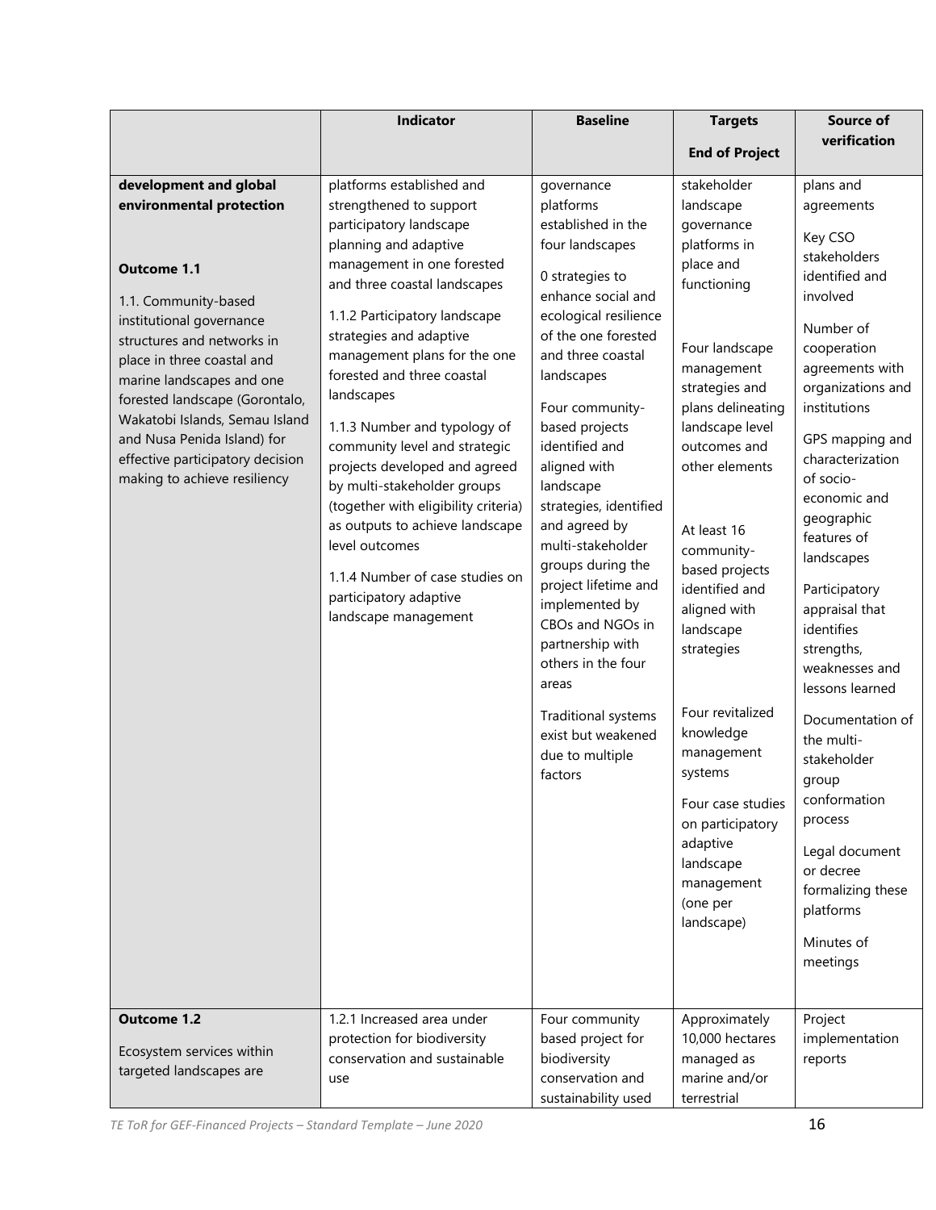| | Indicator | Baseline | Targets<br><br>End of Project | Source of verification |
|---|---|---|---|---|
| **development and global environmental protection**<br><br>**Outcome 1.1**<br><br>1.1. Community-based institutional governance structures and networks in place in three coastal and marine landscapes and one forested landscape (Gorontalo, Wakatobi Islands, Semau Island and Nusa Penida Island) for effective participatory decision making to achieve resiliency | platforms established and strengthened to support participatory landscape planning and adaptive management in one forested and three coastal landscapes<br><br>1.1.2 Participatory landscape strategies and adaptive management plans for the one forested and three coastal landscapes<br><br>1.1.3 Number and typology of community level and strategic projects developed and agreed by multi-stakeholder groups (together with eligibility criteria) as outputs to achieve landscape level outcomes<br><br>1.1.4 Number of case studies on participatory adaptive landscape management | governance platforms established in the four landscapes<br><br>0 strategies to enhance social and ecological resilience of the one forested and three coastal landscapes<br><br>Four community-based projects identified and aligned with landscape strategies, identified and agreed by multi-stakeholder groups during the project lifetime and implemented by CBOs and NGOs in partnership with others in the four areas<br><br>Traditional systems exist but weakened due to multiple factors | stakeholder landscape governance platforms in place and functioning<br><br>Four landscape management strategies and plans delineating landscape level outcomes and other elements<br><br>At least 16 community-based projects identified and aligned with landscape strategies<br><br>Four revitalized knowledge management systems<br><br>Four case studies on participatory adaptive landscape management (one per landscape) | plans and agreements<br><br>Key CSO stakeholders identified and involved<br><br>Number of cooperation agreements with organizations and institutions<br><br>GPS mapping and characterization of socio-economic and geographic features of landscapes<br><br>Participatory appraisal that identifies strengths, weaknesses and lessons learned<br><br>Documentation of the multi-stakeholder group conformation process<br><br>Legal document or decree formalizing these platforms<br><br>Minutes of meetings |
| **Outcome 1.2**<br><br>Ecosystem services within targeted landscapes are | 1.2.1 Increased area under protection for biodiversity conservation and sustainable use | Four community based project for biodiversity conservation and sustainability used | Approximately 10,000 hectares managed as marine and/or terrestrial | Project implementation reports |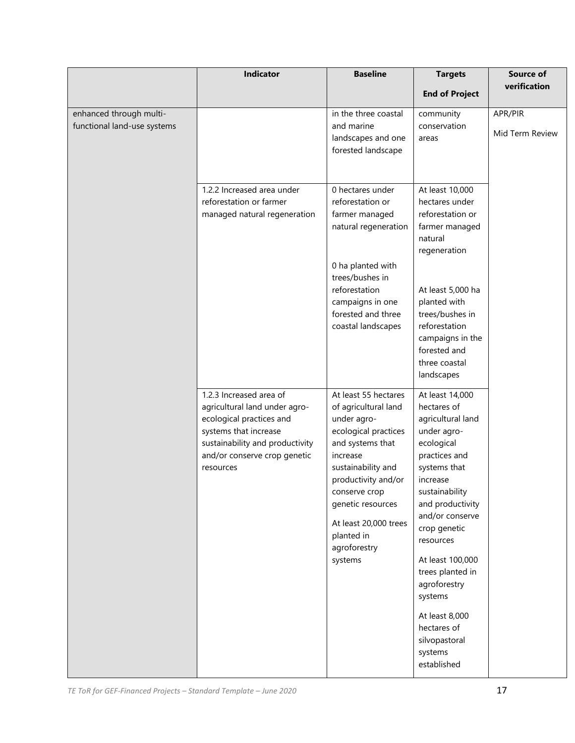| | Indicator | Baseline | Targets<br><br>End of Project | Source of verification |
|---|---|---|---|---|
| enhanced through multi-functional land-use systems | | in the three coastal and marine landscapes and one forested landscape | community conservation areas | APR/PIR<br><br>Mid Term Review |
| | 1.2.2 Increased area under reforestation or farmer managed natural regeneration | 0 hectares under reforestation or farmer managed natural regeneration<br><br>0 ha planted with trees/bushes in reforestation campaigns in one forested and three coastal landscapes | At least 10,000 hectares under reforestation or farmer managed natural regeneration<br><br>At least 5,000 ha planted with trees/bushes in reforestation campaigns in the forested and three coastal landscapes | |
| | 1.2.3 Increased area of agricultural land under agro-ecological practices and systems that increase sustainability and productivity and/or conserve crop genetic resources | At least 55 hectares of agricultural land under agro-ecological practices and systems that increase sustainability and productivity and/or conserve crop genetic resources<br><br>At least 20,000 trees planted in agroforestry systems | At least 14,000 hectares of agricultural land under agro-ecological practices and systems that increase sustainability and productivity and/or conserve crop genetic resources<br><br>At least 100,000 trees planted in agroforestry systems<br><br>At least 8,000 hectares of silvopastoral systems established | |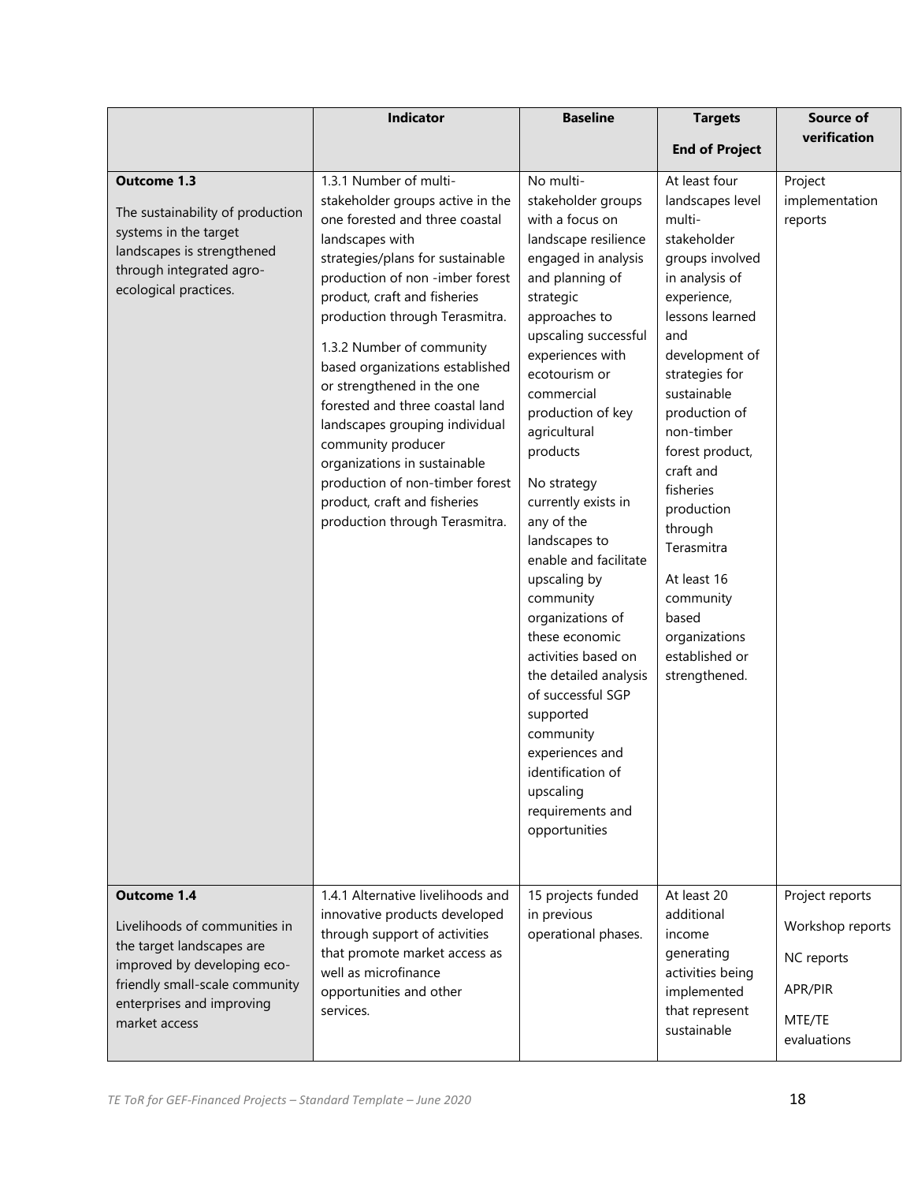| | Indicator | Baseline | Targets<br><br>End of Project | Source of verification |
|---|---|---|---|---|
| **Outcome 1.3**<br><br>The sustainability of production systems in the target landscapes is strengthened through integrated agro-ecological practices. | 1.3.1 Number of multi-stakeholder groups active in the one forested and three coastal landscapes with strategies/plans for sustainable production of non -imber forest product, craft and fisheries production through Terasmitra.<br><br>1.3.2 Number of community based organizations established or strengthened in the one forested and three coastal land landscapes grouping individual community producer organizations in sustainable production of non-timber forest product, craft and fisheries production through Terasmitra. | No multi-stakeholder groups with a focus on landscape resilience engaged in analysis and planning of strategic approaches to upscaling successful experiences with ecotourism or commercial production of key agricultural products<br><br>No strategy currently exists in any of the landscapes to enable and facilitate upscaling by community organizations of these economic activities based on the detailed analysis of successful SGP supported community experiences and identification of upscaling requirements and opportunities | At least four landscapes level multi-stakeholder groups involved in analysis of experience, lessons learned and development of strategies for sustainable production of non-timber forest product, craft and fisheries production through Terasmitra<br><br>At least 16 community based organizations established or strengthened. | Project implementation reports |
| **Outcome 1.4**<br><br>Livelihoods of communities in the target landscapes are improved by developing eco-friendly small-scale community enterprises and improving market access | 1.4.1 Alternative livelihoods and innovative products developed through support of activities that promote market access as well as microfinance opportunities and other services. | 15 projects funded in previous operational phases. | At least 20 additional income generating activities being implemented that represent sustainable | Project reports<br><br>Workshop reports<br><br>NC reports<br><br>APR/PIR<br><br>MTE/TE evaluations |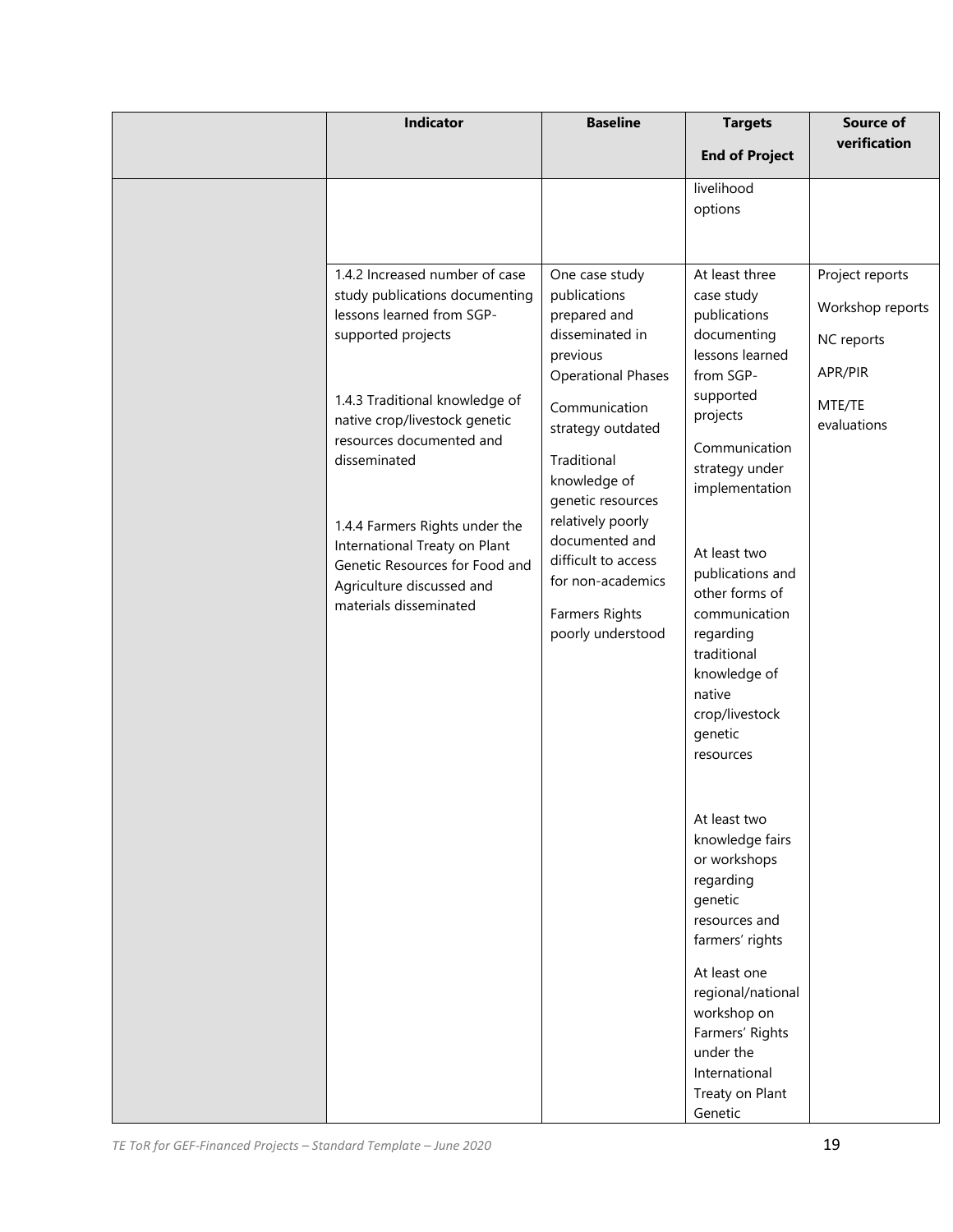| | Indicator | Baseline | Targets<br><br>End of Project | Source of verification |
|---|---|---|---|---|
| | | | livelihood options | |
| | 1.4.2 Increased number of case study publications documenting lessons learned from SGP-supported projects<br><br>1.4.3 Traditional knowledge of native crop/livestock genetic resources documented and disseminated<br><br>1.4.4 Farmers Rights under the International Treaty on Plant Genetic Resources for Food and Agriculture discussed and materials disseminated | One case study publications prepared and disseminated in previous Operational Phases<br><br>Communication strategy outdated<br><br>Traditional knowledge of genetic resources relatively poorly documented and difficult to access for non-academics<br><br>Farmers Rights poorly understood | At least three case study publications documenting lessons learned from SGP-supported projects<br><br>Communication strategy under implementation<br><br>At least two publications and other forms of communication regarding traditional knowledge of native crop/livestock genetic resources<br><br>At least two knowledge fairs or workshops regarding genetic resources and farmers' rights<br><br>At least one regional/national workshop on Farmers' Rights under the International Treaty on Plant Genetic | Project reports<br><br>Workshop reports<br><br>NC reports<br><br>APR/PIR<br><br>MTE/TE evaluations |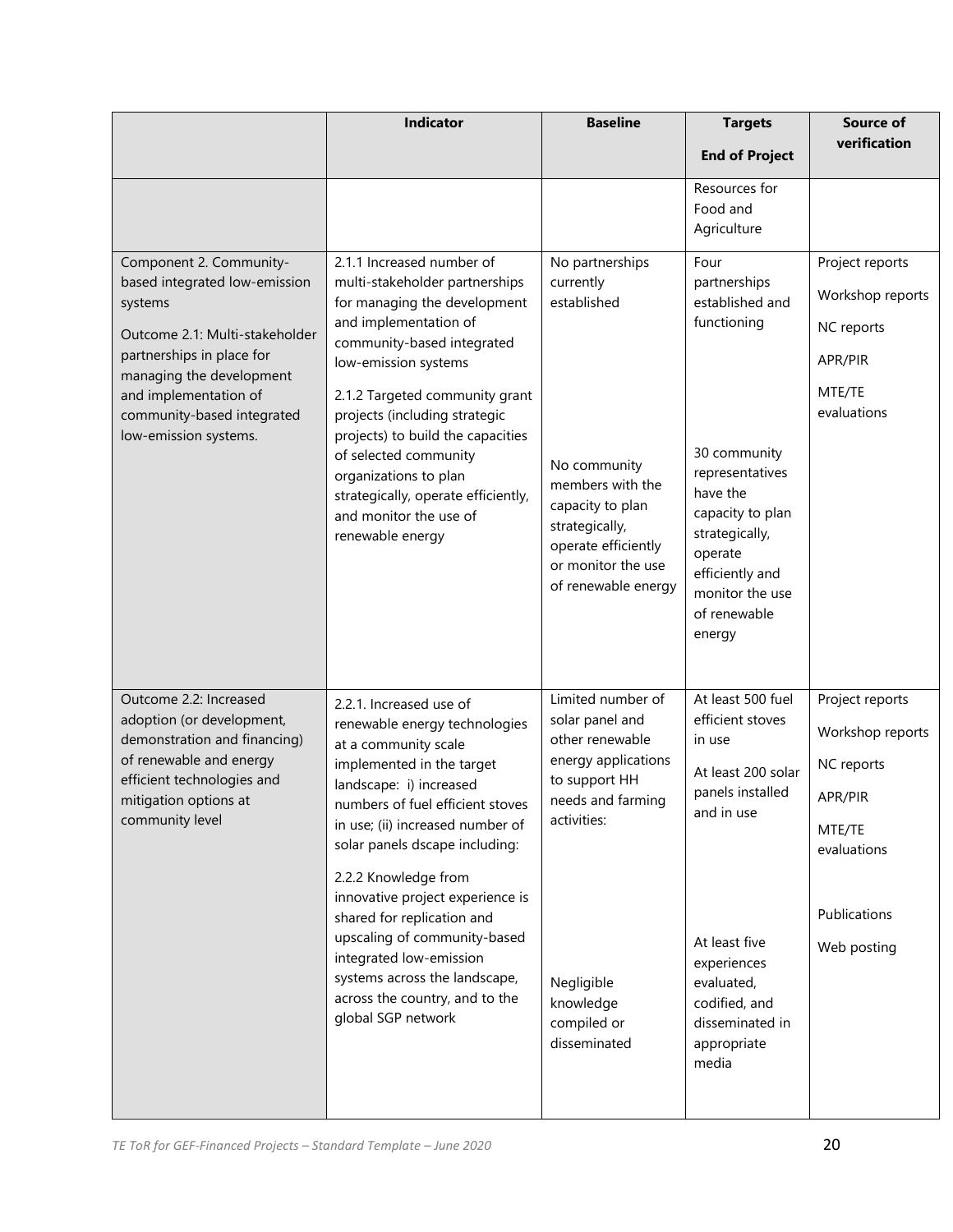| | Indicator | Baseline | Targets<br><br>End of Project | Source of verification |
|---|---|---|---|---|
| | | | Resources for Food and Agriculture | |
| Component 2. Community-based integrated low-emission systems<br><br>Outcome 2.1: Multi-stakeholder partnerships in place for managing the development and implementation of community-based integrated low-emission systems. | 2.1.1 Increased number of multi-stakeholder partnerships for managing the development and implementation of community-based integrated low-emission systems<br><br>2.1.2 Targeted community grant projects (including strategic projects) to build the capacities of selected community organizations to plan strategically, operate efficiently, and monitor the use of renewable energy | No partnerships currently established<br><br>No community members with the capacity to plan strategically, operate efficiently or monitor the use of renewable energy | Four partnerships established and functioning<br><br>30 community representatives have the capacity to plan strategically, operate efficiently and monitor the use of renewable energy | Project reports<br><br>Workshop reports<br><br>NC reports<br><br>APR/PIR<br><br>MTE/TE evaluations |
| Outcome 2.2: Increased adoption (or development, demonstration and financing) of renewable and energy efficient technologies and mitigation options at community level | 2.2.1. Increased use of renewable energy technologies at a community scale implemented in the target landscape: i) increased numbers of fuel efficient stoves in use; (ii) increased number of solar panels dscape including:<br><br>2.2.2 Knowledge from innovative project experience is shared for replication and upscaling of community-based integrated low-emission systems across the landscape, across the country, and to the global SGP network | Limited number of solar panel and other renewable energy applications to support HH needs and farming activities:<br><br>Negligible knowledge compiled or disseminated | At least 500 fuel efficient stoves in use<br><br>At least 200 solar panels installed and in use<br><br>At least five experiences evaluated, codified, and disseminated in appropriate media | Project reports<br><br>Workshop reports<br><br>NC reports<br><br>APR/PIR<br><br>MTE/TE evaluations<br><br>Publications<br><br>Web posting |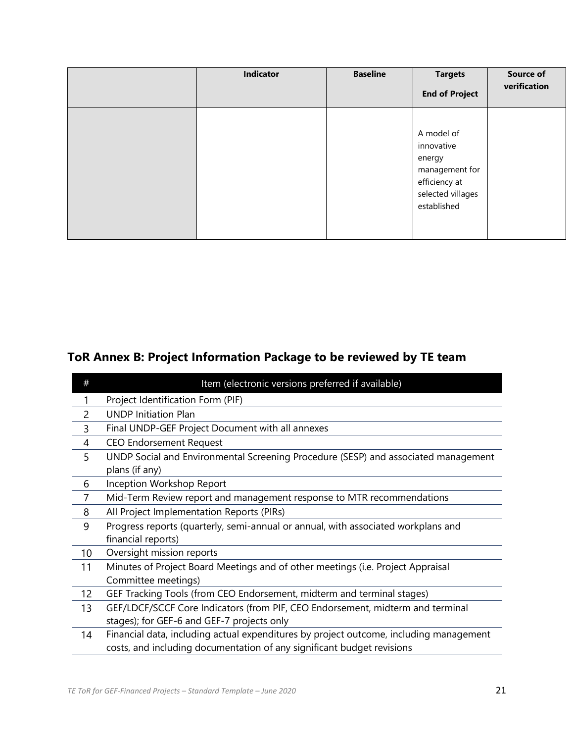|  | Indicator | Baseline | Targets<br><br>End of Project | Source of verification |
|---|---|---|---|---|
|  |  |  | A model of innovative energy management for efficiency at selected villages established |  |

## ToR Annex B: Project Information Package to be reviewed by TE team

| # | Item (electronic versions preferred if available) |
|---|---|
| 1 | Project Identification Form (PIF) |
| 2 | UNDP Initiation Plan |
| 3 | Final UNDP-GEF Project Document with all annexes |
| 4 | CEO Endorsement Request |
| 5 | UNDP Social and Environmental Screening Procedure (SESP) and associated management plans (if any) |
| 6 | Inception Workshop Report |
| 7 | Mid-Term Review report and management response to MTR recommendations |
| 8 | All Project Implementation Reports (PIRs) |
| 9 | Progress reports (quarterly, semi-annual or annual, with associated workplans and financial reports) |
| 10 | Oversight mission reports |
| 11 | Minutes of Project Board Meetings and of other meetings (i.e. Project Appraisal Committee meetings) |
| 12 | GEF Tracking Tools (from CEO Endorsement, midterm and terminal stages) |
| 13 | GEF/LDCF/SCCF Core Indicators (from PIF, CEO Endorsement, midterm and terminal stages); for GEF-6 and GEF-7 projects only |
| 14 | Financial data, including actual expenditures by project outcome, including management costs, and including documentation of any significant budget revisions |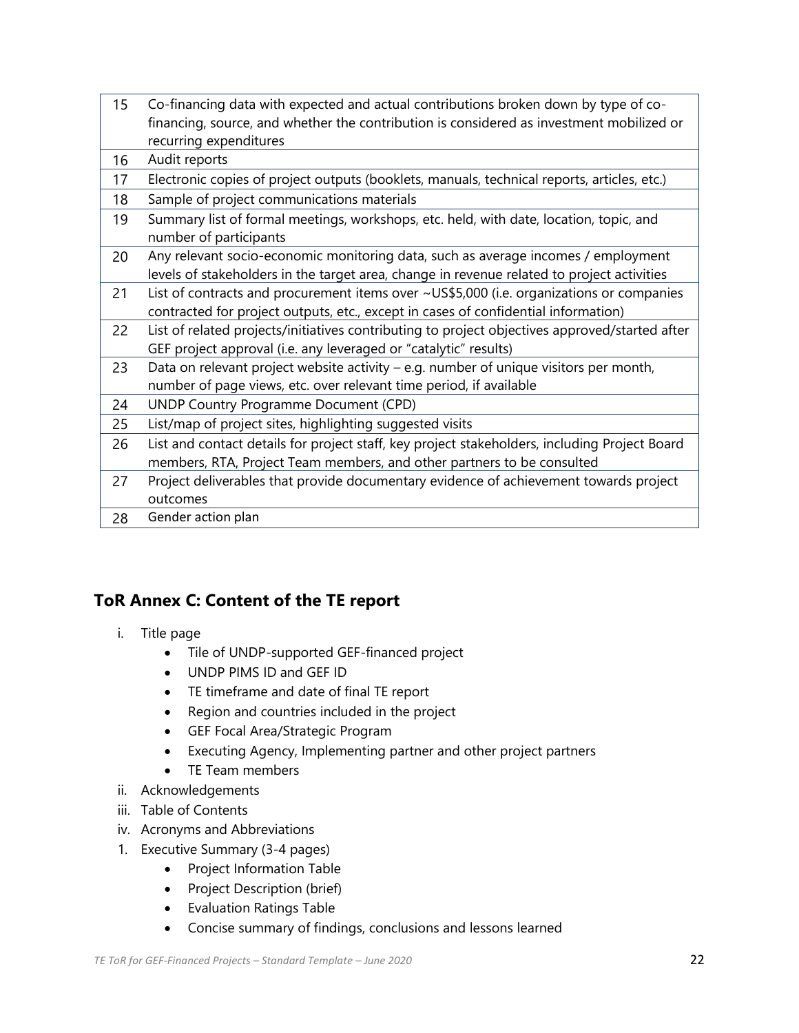| 15 | Co-financing data with expected and actual contributions broken down by type of co-financing, source, and whether the contribution is considered as investment mobilized or recurring expenditures |
|---|---|
| 16 | Audit reports |
| 17 | Electronic copies of project outputs (booklets, manuals, technical reports, articles, etc.) |
| 18 | Sample of project communications materials |
| 19 | Summary list of formal meetings, workshops, etc. held, with date, location, topic, and number of participants |
| 20 | Any relevant socio-economic monitoring data, such as average incomes / employment levels of stakeholders in the target area, change in revenue related to project activities |
| 21 | List of contracts and procurement items over ~US$5,000 (i.e. organizations or companies contracted for project outputs, etc., except in cases of confidential information) |
| 22 | List of related projects/initiatives contributing to project objectives approved/started after GEF project approval (i.e. any leveraged or "catalytic" results) |
| 23 | Data on relevant project website activity – e.g. number of unique visitors per month, number of page views, etc. over relevant time period, if available |
| 24 | UNDP Country Programme Document (CPD) |
| 25 | List/map of project sites, highlighting suggested visits |
| 26 | List and contact details for project staff, key project stakeholders, including Project Board members, RTA, Project Team members, and other partners to be consulted |
| 27 | Project deliverables that provide documentary evidence of achievement towards project outcomes |
| 28 | Gender action plan |

## ToR Annex C: Content of the TE report

i. Title page
   - Tile of UNDP-supported GEF-financed project
   - UNDP PIMS ID and GEF ID
   - TE timeframe and date of final TE report
   - Region and countries included in the project
   - GEF Focal Area/Strategic Program
   - Executing Agency, Implementing partner and other project partners
   - TE Team members

ii. Acknowledgements

iii. Table of Contents

iv. Acronyms and Abbreviations

1. Executive Summary (3-4 pages)
   - Project Information Table
   - Project Description (brief)
   - Evaluation Ratings Table
   - Concise summary of findings, conclusions and lessons learned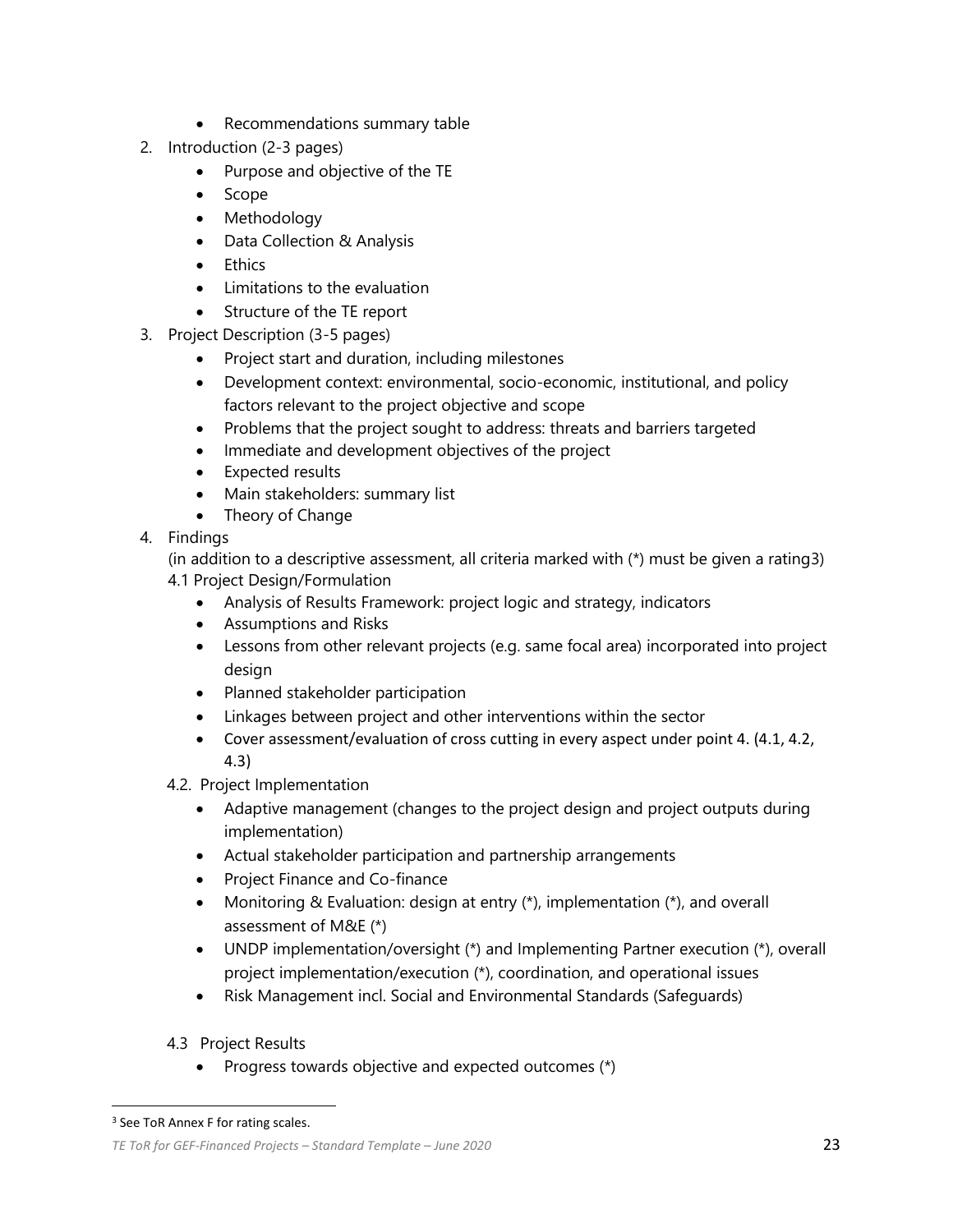- Recommendations summary table

2. Introduction (2-3 pages)
    - Purpose and objective of the TE
    - Scope
    - Methodology
    - Data Collection & Analysis
    - Ethics
    - Limitations to the evaluation
    - Structure of the TE report
3. Project Description (3-5 pages)
    - Project start and duration, including milestones
    - Development context: environmental, socio-economic, institutional, and policy factors relevant to the project objective and scope
    - Problems that the project sought to address: threats and barriers targeted
    - Immediate and development objectives of the project
    - Expected results
    - Main stakeholders: summary list
    - Theory of Change
4. Findings
   (in addition to a descriptive assessment, all criteria marked with (*) must be given a rating[3])
   4.1 Project Design/Formulation
    - Analysis of Results Framework: project logic and strategy, indicators
    - Assumptions and Risks
    - Lessons from other relevant projects (e.g. same focal area) incorporated into project design
    - Planned stakeholder participation
    - Linkages between project and other interventions within the sector
    - Cover assessment/evaluation of cross cutting in every aspect under point 4. (4.1, 4.2, 4.3)

   4.2. Project Implementation
    - Adaptive management (changes to the project design and project outputs during implementation)
    - Actual stakeholder participation and partnership arrangements
    - Project Finance and Co-finance
    - Monitoring & Evaluation: design at entry (*), implementation (*), and overall assessment of M&E (*)
    - UNDP implementation/oversight (*) and Implementing Partner execution (*), overall project implementation/execution (*), coordination, and operational issues
    - Risk Management incl. Social and Environmental Standards (Safeguards)

   4.3 Project Results
    - Progress towards objective and expected outcomes (*)

[3] See ToR Annex F for rating scales.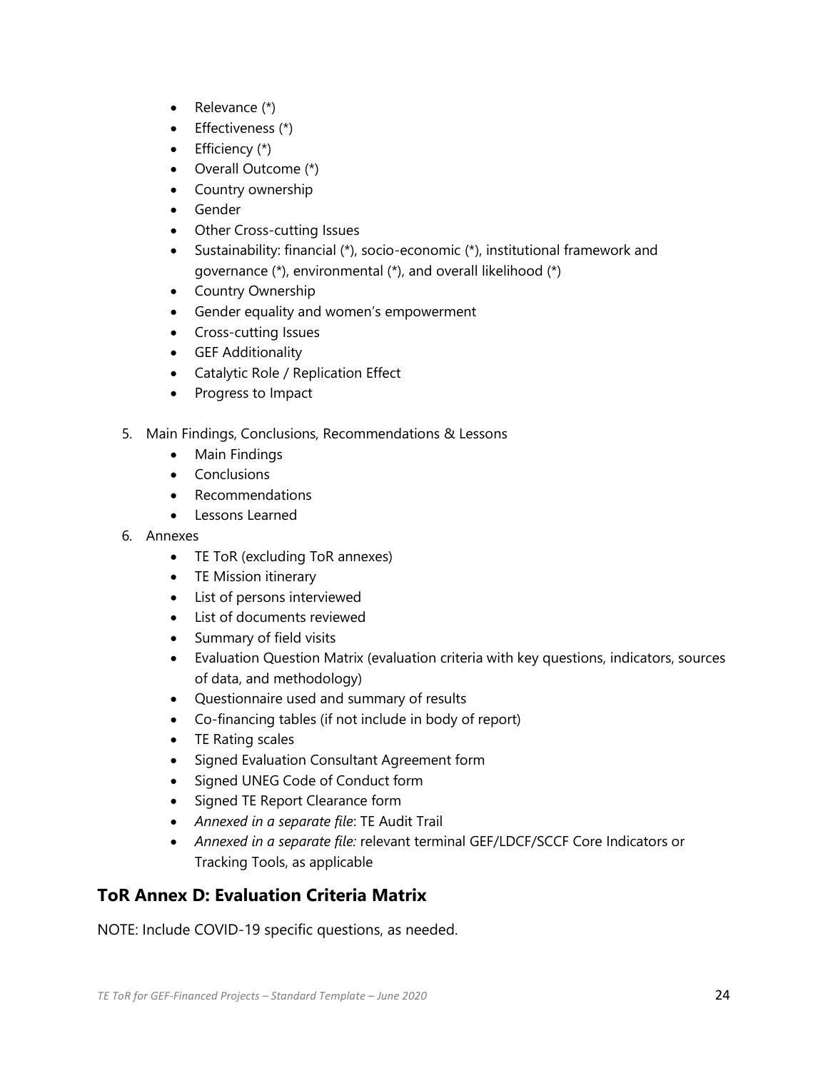- Relevance (*)
- Effectiveness (*)
- Efficiency (*)
- Overall Outcome (*)
- Country ownership
- Gender
- Other Cross-cutting Issues
- Sustainability: financial (*), socio-economic (*), institutional framework and governance (*), environmental (*), and overall likelihood (*)
- Country Ownership
- Gender equality and women's empowerment
- Cross-cutting Issues
- GEF Additionality
- Catalytic Role / Replication Effect
- Progress to Impact

5. Main Findings, Conclusions, Recommendations & Lessons
    - Main Findings
    - Conclusions
    - Recommendations
    - Lessons Learned
6. Annexes
    - TE ToR (excluding ToR annexes)
    - TE Mission itinerary
    - List of persons interviewed
    - List of documents reviewed
    - Summary of field visits
    - Evaluation Question Matrix (evaluation criteria with key questions, indicators, sources of data, and methodology)
    - Questionnaire used and summary of results
    - Co-financing tables (if not include in body of report)
    - TE Rating scales
    - Signed Evaluation Consultant Agreement form
    - Signed UNEG Code of Conduct form
    - Signed TE Report Clearance form
    - *Annexed in a separate file*: TE Audit Trail
    - *Annexed in a separate file:* relevant terminal GEF/LDCF/SCCF Core Indicators or Tracking Tools, as applicable

## ToR Annex D: Evaluation Criteria Matrix

NOTE: Include COVID-19 specific questions, as needed.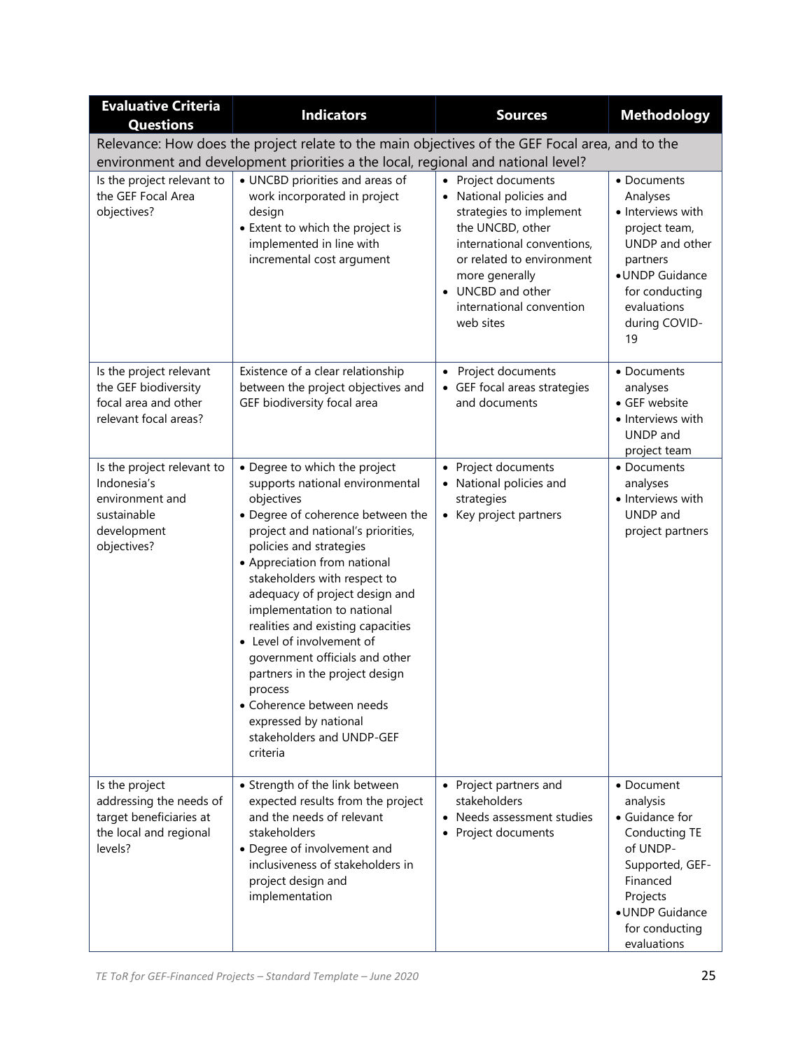| Evaluative Criteria Questions | Indicators | Sources | Methodology |
|---|---|---|---|
| Relevance: How does the project relate to the main objectives of the GEF Focal area, and to the environment and development priorities a the local, regional and national level? | | | |
| Is the project relevant to the GEF Focal Area objectives? | • UNCBD priorities and areas of work incorporated in project design<br>• Extent to which the project is implemented in line with incremental cost argument | • Project documents<br>• National policies and strategies to implement the UNCBD, other international conventions, or related to environment more generally<br>• UNCBD and other international convention web sites | • Documents Analyses<br>• Interviews with project team, UNDP and other partners<br>• UNDP Guidance for conducting evaluations during COVID-19 |
| Is the project relevant the GEF biodiversity focal area and other relevant focal areas? | Existence of a clear relationship between the project objectives and GEF biodiversity focal area | • Project documents<br>• GEF focal areas strategies and documents | • Documents analyses<br>• GEF website<br>• Interviews with UNDP and project team |
| Is the project relevant to Indonesia's environment and sustainable development objectives? | • Degree to which the project supports national environmental objectives<br>• Degree of coherence between the project and national's priorities, policies and strategies<br>• Appreciation from national stakeholders with respect to adequacy of project design and implementation to national realities and existing capacities<br>• Level of involvement of government officials and other partners in the project design process<br>• Coherence between needs expressed by national stakeholders and UNDP-GEF criteria | • Project documents<br>• National policies and strategies<br>• Key project partners | • Documents analyses<br>• Interviews with UNDP and project partners |
| Is the project addressing the needs of target beneficiaries at the local and regional levels? | • Strength of the link between expected results from the project and the needs of relevant stakeholders<br>• Degree of involvement and inclusiveness of stakeholders in project design and implementation | • Project partners and stakeholders<br>• Needs assessment studies<br>• Project documents | • Document analysis<br>• Guidance for Conducting TE of UNDP-Supported, GEF-Financed Projects<br>• UNDP Guidance for conducting evaluations |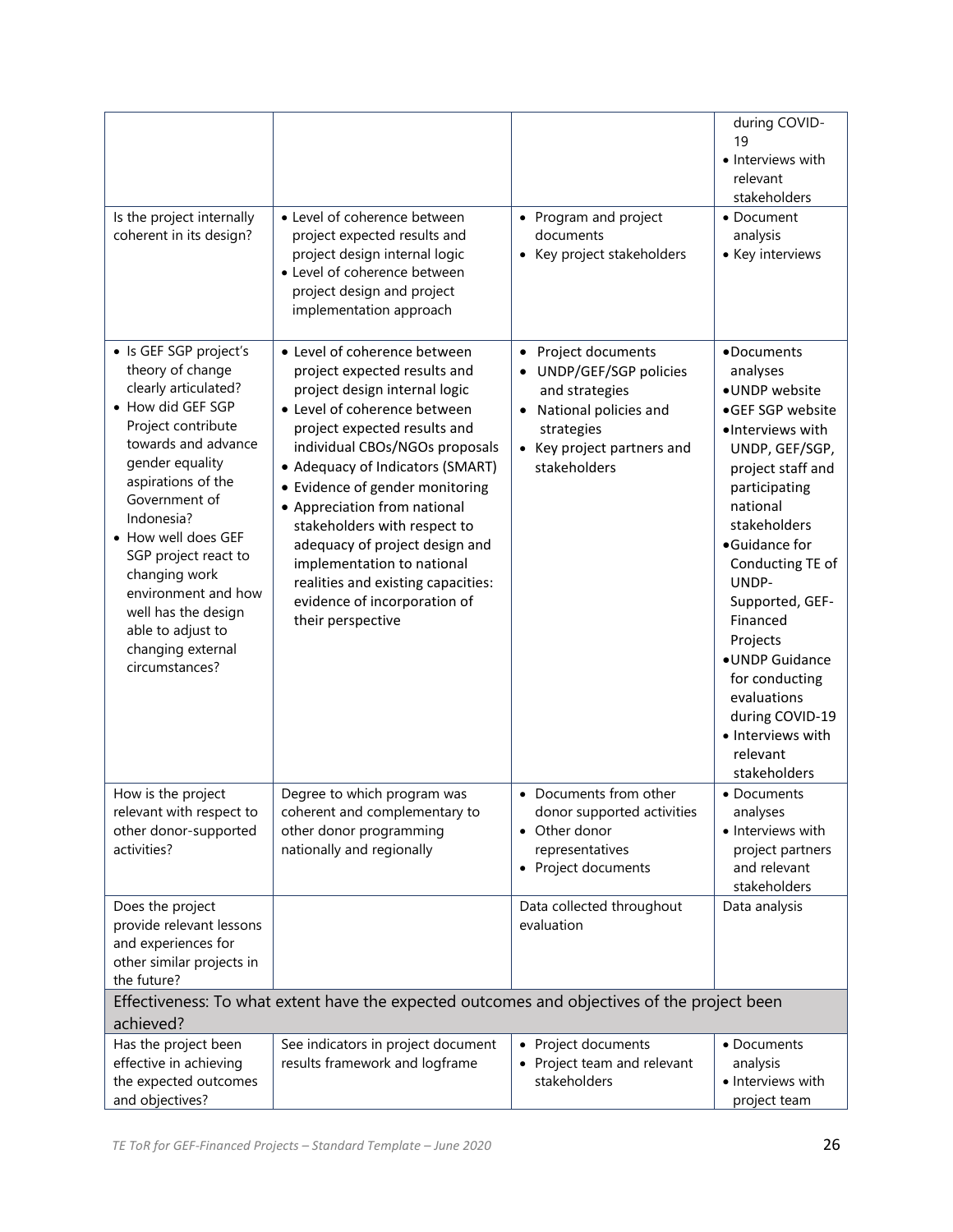| | | | |
|---|---|---|---|
| | | | during COVID-19<br>• Interviews with relevant stakeholders |
| Is the project internally coherent in its design? | • Level of coherence between project expected results and project design internal logic<br>• Level of coherence between project design and project implementation approach | • Program and project documents<br>• Key project stakeholders | • Document analysis<br>• Key interviews |
| • Is GEF SGP project's theory of change clearly articulated?<br>• How did GEF SGP Project contribute towards and advance gender equality aspirations of the Government of Indonesia?<br>• How well does GEF SGP project react to changing work environment and how well has the design able to adjust to changing external circumstances? | • Level of coherence between project expected results and project design internal logic<br>• Level of coherence between project expected results and individual CBOs/NGOs proposals<br>• Adequacy of Indicators (SMART)<br>• Evidence of gender monitoring<br>• Appreciation from national stakeholders with respect to adequacy of project design and implementation to national realities and existing capacities: evidence of incorporation of their perspective | • Project documents<br>• UNDP/GEF/SGP policies and strategies<br>• National policies and strategies<br>• Key project partners and stakeholders | • Documents analyses<br>• UNDP website<br>• GEF SGP website<br>• Interviews with UNDP, GEF/SGP, project staff and participating national stakeholders<br>• Guidance for Conducting TE of UNDP-Supported, GEF-Financed Projects<br>• UNDP Guidance for conducting evaluations during COVID-19<br>• Interviews with relevant stakeholders |
| How is the project relevant with respect to other donor-supported activities? | Degree to which program was coherent and complementary to other donor programming nationally and regionally | • Documents from other donor supported activities<br>• Other donor representatives<br>• Project documents | • Documents analyses<br>• Interviews with project partners and relevant stakeholders |
| Does the project provide relevant lessons and experiences for other similar projects in the future? | | Data collected throughout evaluation | Data analysis |
| **Effectiveness: To what extent have the expected outcomes and objectives of the project been achieved?** | | | |
| Has the project been effective in achieving the expected outcomes and objectives? | See indicators in project document results framework and logframe | • Project documents<br>• Project team and relevant stakeholders | • Documents analysis<br>• Interviews with project team |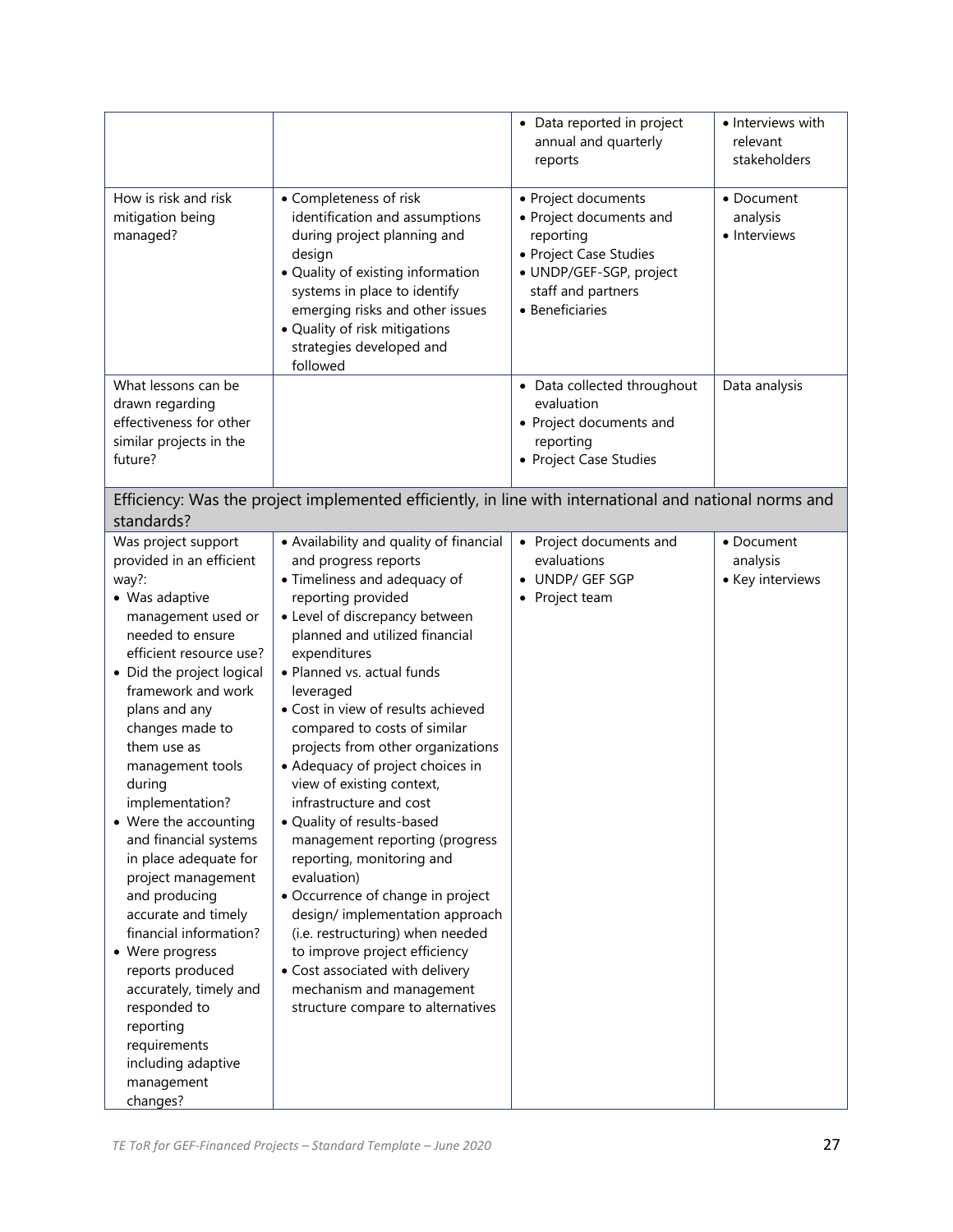| | | | |
|---|---|---|---|
| | | • Data reported in project annual and quarterly reports | • Interviews with relevant stakeholders |
| How is risk and risk mitigation being managed? | • Completeness of risk identification and assumptions during project planning and design<br>• Quality of existing information systems in place to identify emerging risks and other issues<br>• Quality of risk mitigations strategies developed and followed | • Project documents<br>• Project documents and reporting<br>• Project Case Studies<br>• UNDP/GEF-SGP, project staff and partners<br>• Beneficiaries | • Document analysis<br>• Interviews |
| What lessons can be drawn regarding effectiveness for other similar projects in the future? | | • Data collected throughout evaluation<br>• Project documents and reporting<br>• Project Case Studies | Data analysis |
| **Efficiency: Was the project implemented efficiently, in line with international and national norms and standards?** | | | |
| Was project support provided in an efficient way?:<br>• Was adaptive management used or needed to ensure efficient resource use?<br>• Did the project logical framework and work plans and any changes made to them use as management tools during implementation?<br>• Were the accounting and financial systems in place adequate for project management and producing accurate and timely financial information?<br>• Were progress reports produced accurately, timely and responded to reporting requirements including adaptive management changes? | • Availability and quality of financial and progress reports<br>• Timeliness and adequacy of reporting provided<br>• Level of discrepancy between planned and utilized financial expenditures<br>• Planned vs. actual funds leveraged<br>• Cost in view of results achieved compared to costs of similar projects from other organizations<br>• Adequacy of project choices in view of existing context, infrastructure and cost<br>• Quality of results-based management reporting (progress reporting, monitoring and evaluation)<br>• Occurrence of change in project design/ implementation approach (i.e. restructuring) when needed to improve project efficiency<br>• Cost associated with delivery mechanism and management structure compare to alternatives | • Project documents and evaluations<br>• UNDP/ GEF SGP<br>• Project team | • Document analysis<br>• Key interviews |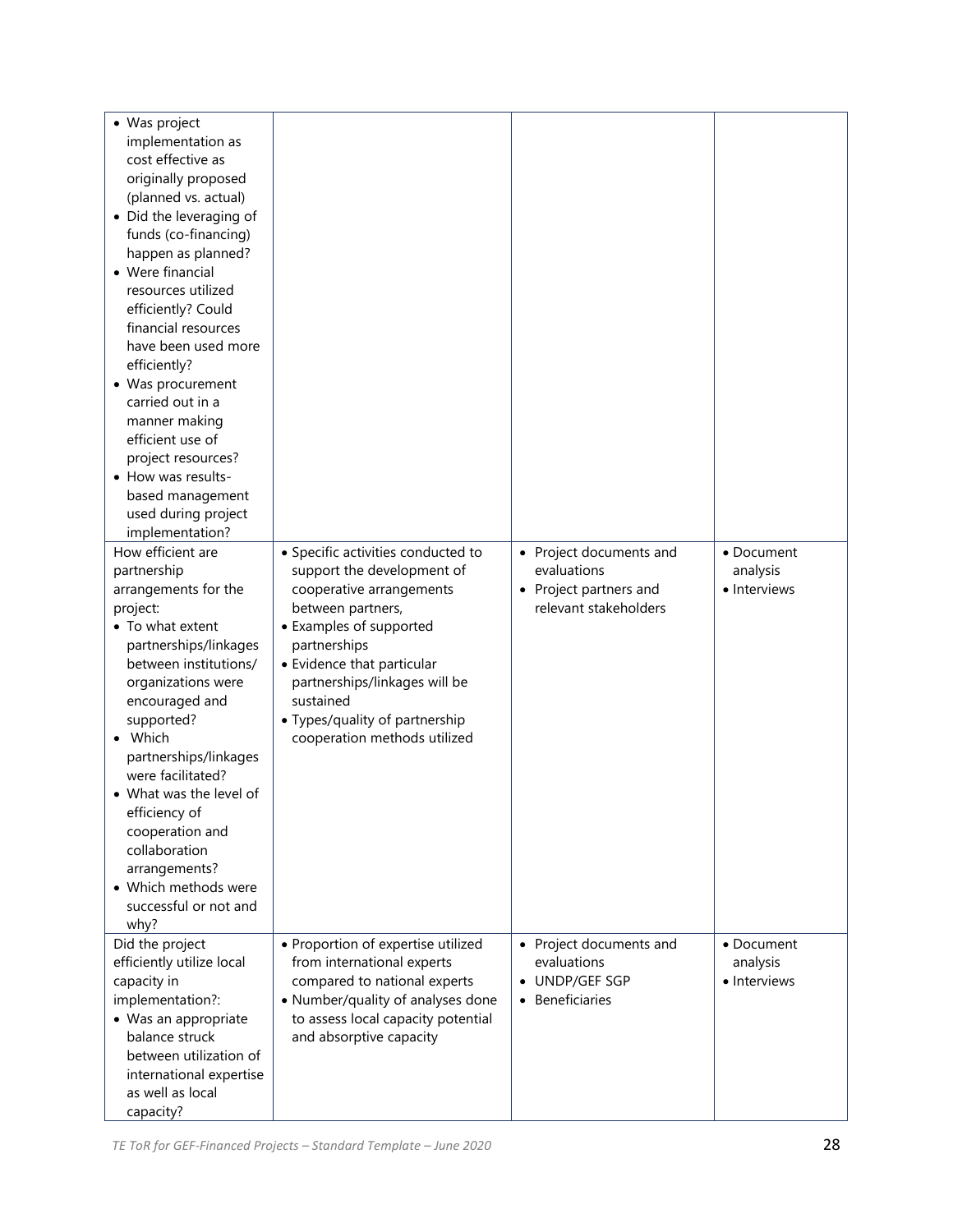| | | | |
|---|---|---|---|
| • Was project implementation as cost effective as originally proposed (planned vs. actual)<br>• Did the leveraging of funds (co-financing) happen as planned?<br>• Were financial resources utilized efficiently? Could financial resources have been used more efficiently?<br>• Was procurement carried out in a manner making efficient use of project resources?<br>• How was results-based management used during project implementation? | | | |
| How efficient are partnership arrangements for the project:<br>• To what extent partnerships/linkages between institutions/ organizations were encouraged and supported?<br>• Which partnerships/linkages were facilitated?<br>• What was the level of efficiency of cooperation and collaboration arrangements?<br>• Which methods were successful or not and why? | • Specific activities conducted to support the development of cooperative arrangements between partners,<br>• Examples of supported partnerships<br>• Evidence that particular partnerships/linkages will be sustained<br>• Types/quality of partnership cooperation methods utilized | • Project documents and evaluations<br>• Project partners and relevant stakeholders | • Document analysis<br>• Interviews |
| Did the project efficiently utilize local capacity in implementation?:<br>• Was an appropriate balance struck between utilization of international expertise as well as local capacity? | • Proportion of expertise utilized from international experts compared to national experts<br>• Number/quality of analyses done to assess local capacity potential and absorptive capacity | • Project documents and evaluations<br>• UNDP/GEF SGP<br>• Beneficiaries | • Document analysis<br>• Interviews |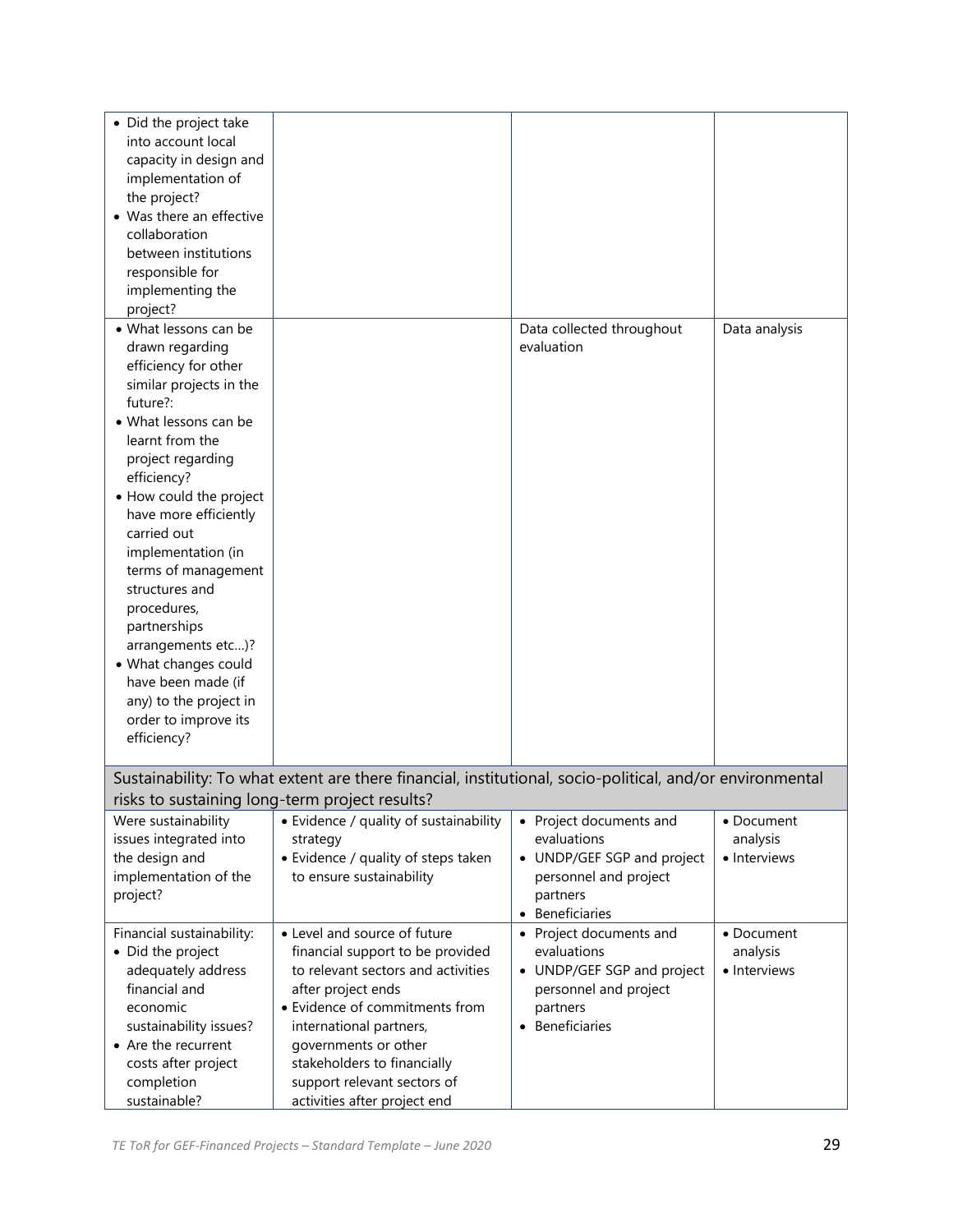| | | | |
|---|---|---|---|
| • Did the project take into account local capacity in design and implementation of the project?<br>• Was there an effective collaboration between institutions responsible for implementing the project? | | | |
| • What lessons can be drawn regarding efficiency for other similar projects in the future?:<br>• What lessons can be learnt from the project regarding efficiency?<br>• How could the project have more efficiently carried out implementation (in terms of management structures and procedures, partnerships arrangements etc…)?<br>• What changes could have been made (if any) to the project in order to improve its efficiency? | | Data collected throughout evaluation | Data analysis |
| **Sustainability: To what extent are there financial, institutional, socio-political, and/or environmental risks to sustaining long-term project results?** | | | |
| Were sustainability issues integrated into the design and implementation of the project? | • Evidence / quality of sustainability strategy<br>• Evidence / quality of steps taken to ensure sustainability | • Project documents and evaluations<br>• UNDP/GEF SGP and project personnel and project partners<br>• Beneficiaries | • Document analysis<br>• Interviews |
| Financial sustainability:<br>• Did the project adequately address financial and economic sustainability issues?<br>• Are the recurrent costs after project completion sustainable? | • Level and source of future financial support to be provided to relevant sectors and activities after project ends<br>• Evidence of commitments from international partners, governments or other stakeholders to financially support relevant sectors of activities after project end | • Project documents and evaluations<br>• UNDP/GEF SGP and project personnel and project partners<br>• Beneficiaries | • Document analysis<br>• Interviews |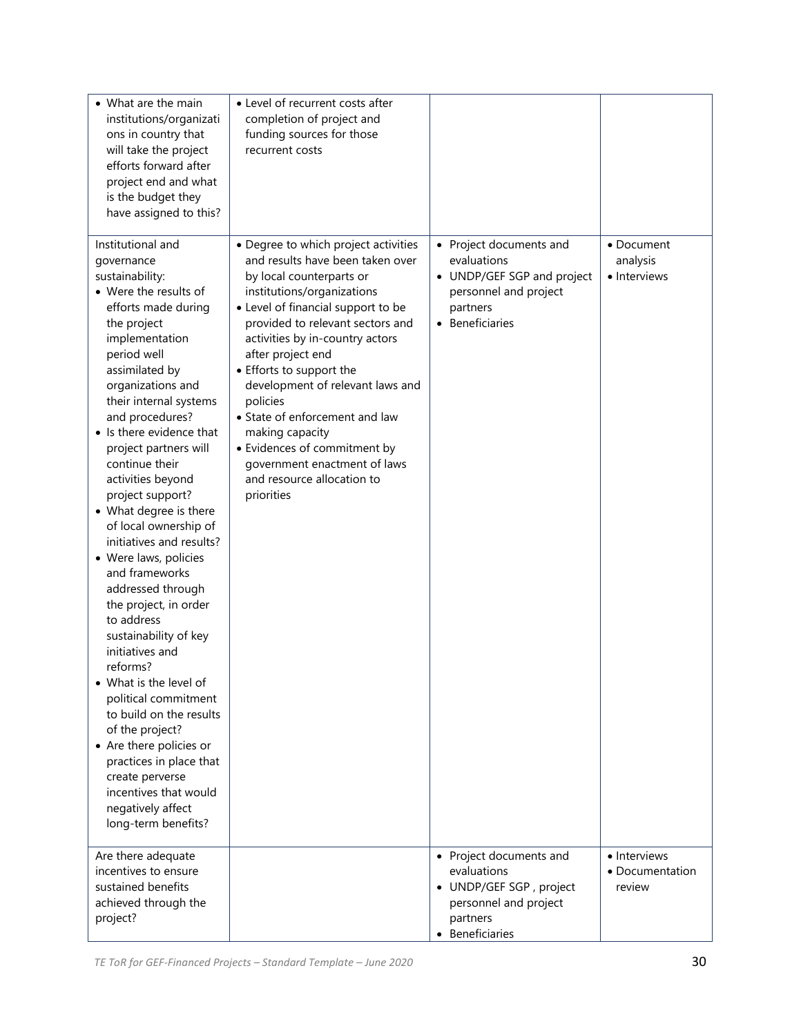| | | | |
|---|---|---|---|
| • What are the main institutions/organizations in country that will take the project efforts forward after project end and what is the budget they have assigned to this? | • Level of recurrent costs after completion of project and funding sources for those recurrent costs | | |
| Institutional and governance sustainability:<br>• Were the results of efforts made during the project implementation period well assimilated by organizations and their internal systems and procedures?<br>• Is there evidence that project partners will continue their activities beyond project support?<br>• What degree is there of local ownership of initiatives and results?<br>• Were laws, policies and frameworks addressed through the project, in order to address sustainability of key initiatives and reforms?<br>• What is the level of political commitment to build on the results of the project?<br>• Are there policies or practices in place that create perverse incentives that would negatively affect long-term benefits? | • Degree to which project activities and results have been taken over by local counterparts or institutions/organizations<br>• Level of financial support to be provided to relevant sectors and activities by in-country actors after project end<br>• Efforts to support the development of relevant laws and policies<br>• State of enforcement and law making capacity<br>• Evidences of commitment by government enactment of laws and resource allocation to priorities | • Project documents and evaluations<br>• UNDP/GEF SGP and project personnel and project partners<br>• Beneficiaries | • Document analysis<br>• Interviews |
| Are there adequate incentives to ensure sustained benefits achieved through the project? | | • Project documents and evaluations<br>• UNDP/GEF SGP , project personnel and project partners<br>• Beneficiaries | • Interviews<br>• Documentation review |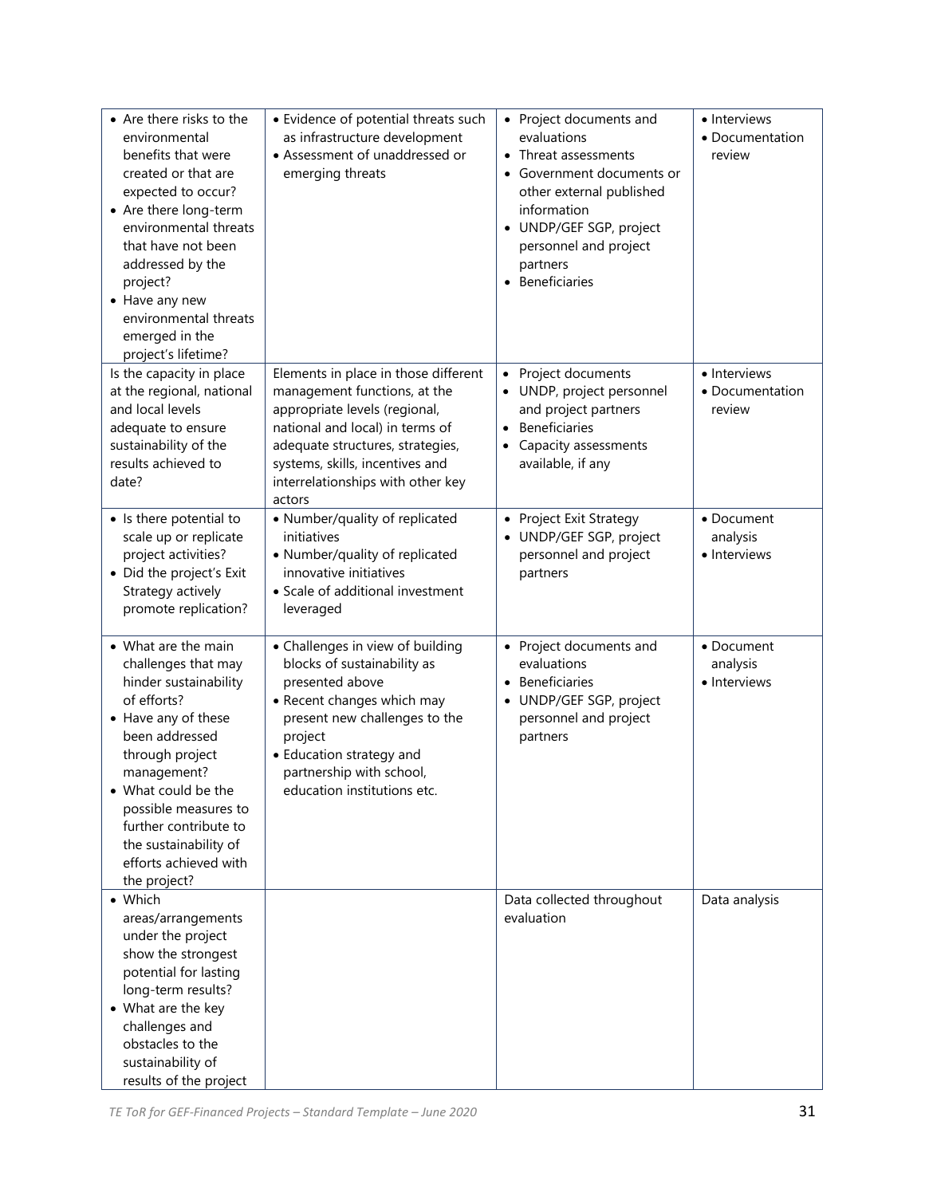| | | | |
|---|---|---|---|
| • Are there risks to the environmental benefits that were created or that are expected to occur?<br>• Are there long-term environmental threats that have not been addressed by the project?<br>• Have any new environmental threats emerged in the project's lifetime? | • Evidence of potential threats such as infrastructure development<br>• Assessment of unaddressed or emerging threats | • Project documents and evaluations<br>• Threat assessments<br>• Government documents or other external published information<br>• UNDP/GEF SGP, project personnel and project partners<br>• Beneficiaries | • Interviews<br>• Documentation review |
| Is the capacity in place at the regional, national and local levels adequate to ensure sustainability of the results achieved to date? | Elements in place in those different management functions, at the appropriate levels (regional, national and local) in terms of adequate structures, strategies, systems, skills, incentives and interrelationships with other key actors | • Project documents<br>• UNDP, project personnel and project partners<br>• Beneficiaries<br>• Capacity assessments available, if any | • Interviews<br>• Documentation review |
| • Is there potential to scale up or replicate project activities?<br>• Did the project's Exit Strategy actively promote replication? | • Number/quality of replicated initiatives<br>• Number/quality of replicated innovative initiatives<br>• Scale of additional investment leveraged | • Project Exit Strategy<br>• UNDP/GEF SGP, project personnel and project partners | • Document analysis<br>• Interviews |
| • What are the main challenges that may hinder sustainability of efforts?<br>• Have any of these been addressed through project management?<br>• What could be the possible measures to further contribute to the sustainability of efforts achieved with the project? | • Challenges in view of building blocks of sustainability as presented above<br>• Recent changes which may present new challenges to the project<br>• Education strategy and partnership with school, education institutions etc. | • Project documents and evaluations<br>• Beneficiaries<br>• UNDP/GEF SGP, project personnel and project partners | • Document analysis<br>• Interviews |
| • Which areas/arrangements under the project show the strongest potential for lasting long-term results?<br>• What are the key challenges and obstacles to the sustainability of results of the project | | Data collected throughout evaluation | Data analysis |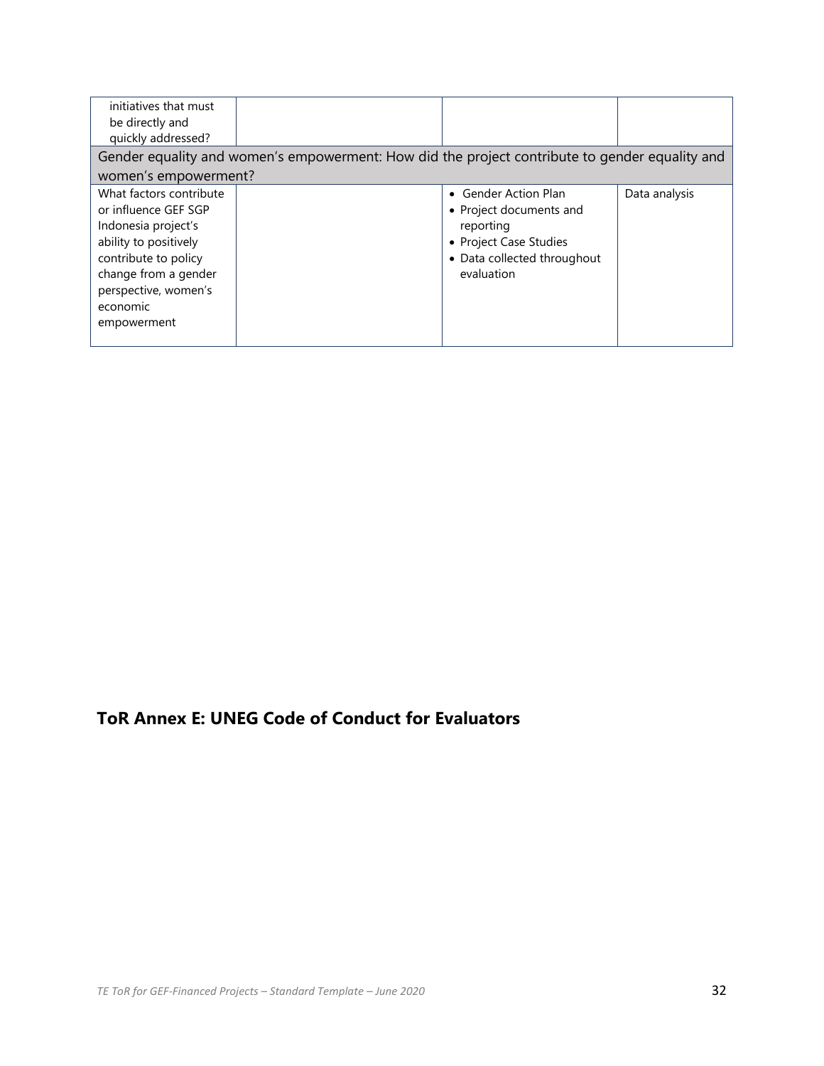| | | | |
|---|---|---|---|
| initiatives that must be directly and quickly addressed? | | | |
| **Gender equality and women's empowerment: How did the project contribute to gender equality and women's empowerment?** | | | |
| What factors contribute or influence GEF SGP Indonesia project's ability to positively contribute to policy change from a gender perspective, women's economic empowerment | | • Gender Action Plan<br>• Project documents and reporting<br>• Project Case Studies<br>• Data collected throughout evaluation | Data analysis |

## ToR Annex E: UNEG Code of Conduct for Evaluators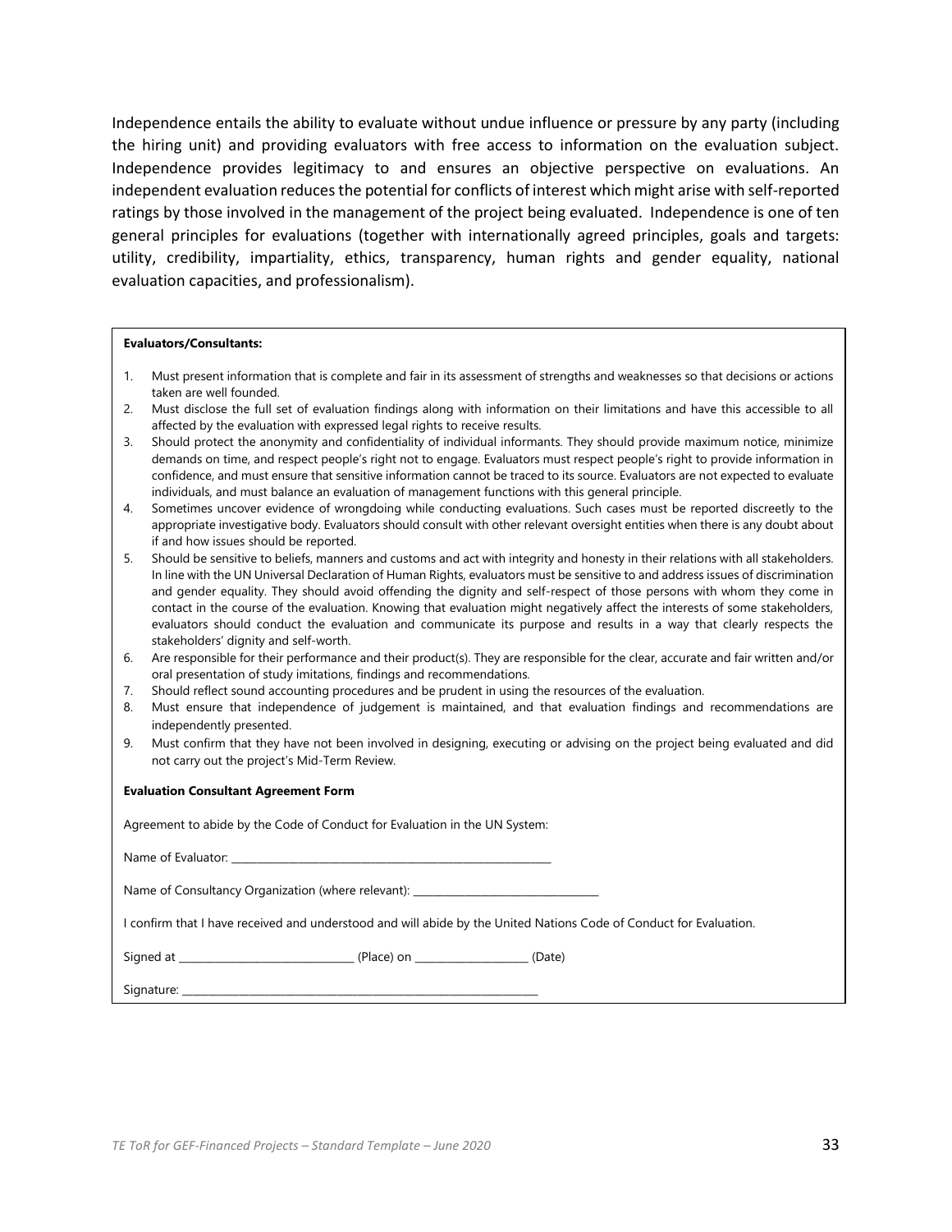Independence entails the ability to evaluate without undue influence or pressure by any party (including the hiring unit) and providing evaluators with free access to information on the evaluation subject. Independence provides legitimacy to and ensures an objective perspective on evaluations. An independent evaluation reduces the potential for conflicts of interest which might arise with self-reported ratings by those involved in the management of the project being evaluated. Independence is one of ten general principles for evaluations (together with internationally agreed principles, goals and targets: utility, credibility, impartiality, ethics, transparency, human rights and gender equality, national evaluation capacities, and professionalism).

**Evaluators/Consultants:**

1. Must present information that is complete and fair in its assessment of strengths and weaknesses so that decisions or actions taken are well founded.
2. Must disclose the full set of evaluation findings along with information on their limitations and have this accessible to all affected by the evaluation with expressed legal rights to receive results.
3. Should protect the anonymity and confidentiality of individual informants. They should provide maximum notice, minimize demands on time, and respect people's right not to engage. Evaluators must respect people's right to provide information in confidence, and must ensure that sensitive information cannot be traced to its source. Evaluators are not expected to evaluate individuals, and must balance an evaluation of management functions with this general principle.
4. Sometimes uncover evidence of wrongdoing while conducting evaluations. Such cases must be reported discreetly to the appropriate investigative body. Evaluators should consult with other relevant oversight entities when there is any doubt about if and how issues should be reported.
5. Should be sensitive to beliefs, manners and customs and act with integrity and honesty in their relations with all stakeholders. In line with the UN Universal Declaration of Human Rights, evaluators must be sensitive to and address issues of discrimination and gender equality. They should avoid offending the dignity and self-respect of those persons with whom they come in contact in the course of the evaluation. Knowing that evaluation might negatively affect the interests of some stakeholders, evaluators should conduct the evaluation and communicate its purpose and results in a way that clearly respects the stakeholders' dignity and self-worth.
6. Are responsible for their performance and their product(s). They are responsible for the clear, accurate and fair written and/or oral presentation of study imitations, findings and recommendations.
7. Should reflect sound accounting procedures and be prudent in using the resources of the evaluation.
8. Must ensure that independence of judgement is maintained, and that evaluation findings and recommendations are independently presented.
9. Must confirm that they have not been involved in designing, executing or advising on the project being evaluated and did not carry out the project's Mid-Term Review.

**Evaluation Consultant Agreement Form**

Agreement to abide by the Code of Conduct for Evaluation in the UN System:

Name of Evaluator: ___________________________________________________________

Name of Consultancy Organization (where relevant): __________________________________

I confirm that I have received and understood and will abide by the United Nations Code of Conduct for Evaluation.

Signed at _______________________________ (Place) on ____________________ (Date)

Signature: _________________________________________________________________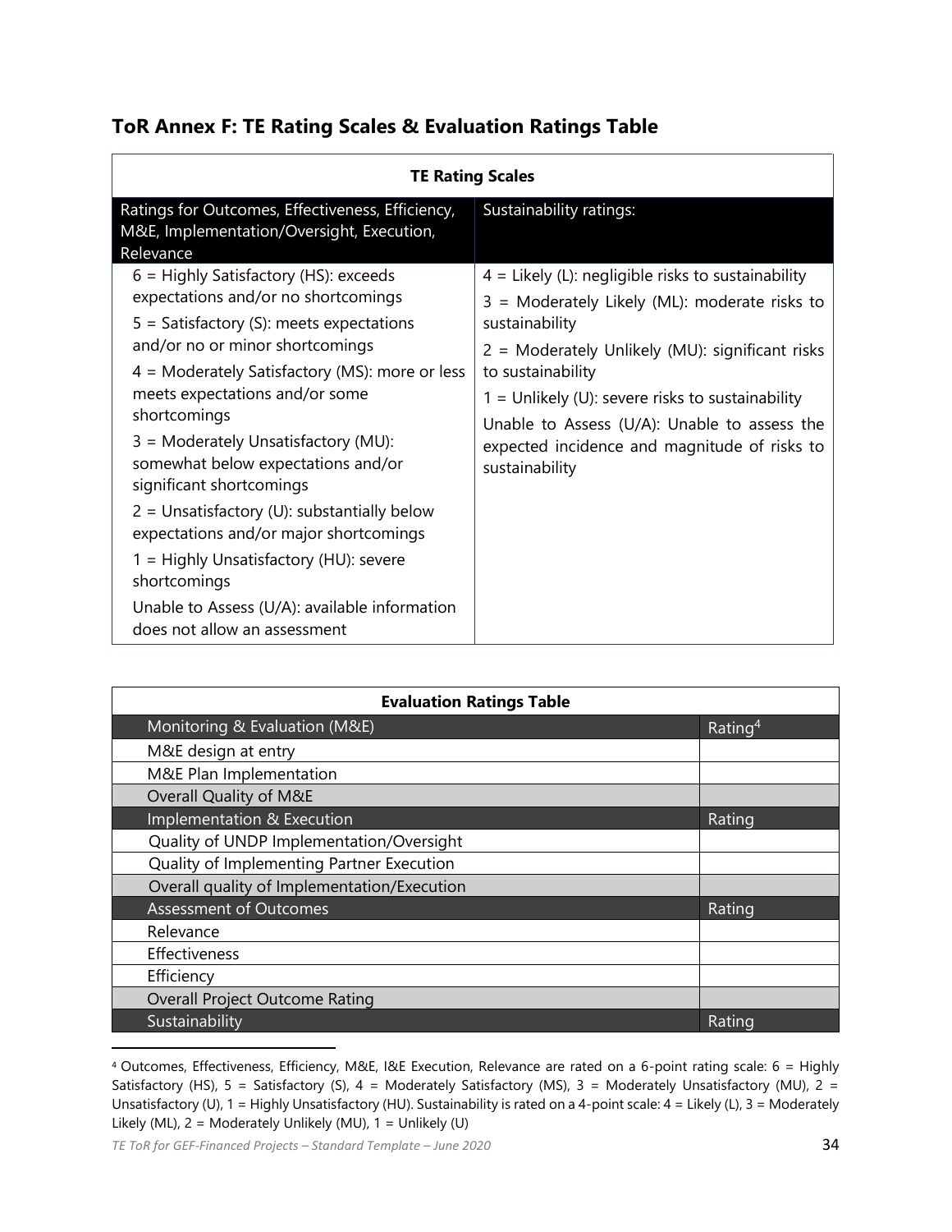## ToR Annex F: TE Rating Scales & Evaluation Ratings Table

| TE Rating Scales | |
|---|---|
| Ratings for Outcomes, Effectiveness, Efficiency, M&E, Implementation/Oversight, Execution, Relevance | Sustainability ratings: |
| 6 = Highly Satisfactory (HS): exceeds expectations and/or no shortcomings<br>5 = Satisfactory (S): meets expectations and/or no or minor shortcomings<br>4 = Moderately Satisfactory (MS): more or less meets expectations and/or some shortcomings<br>3 = Moderately Unsatisfactory (MU): somewhat below expectations and/or significant shortcomings<br>2 = Unsatisfactory (U): substantially below expectations and/or major shortcomings<br>1 = Highly Unsatisfactory (HU): severe shortcomings<br>Unable to Assess (U/A): available information does not allow an assessment | 4 = Likely (L): negligible risks to sustainability<br>3 = Moderately Likely (ML): moderate risks to sustainability<br>2 = Moderately Unlikely (MU): significant risks to sustainability<br>1 = Unlikely (U): severe risks to sustainability<br>Unable to Assess (U/A): Unable to assess the expected incidence and magnitude of risks to sustainability |

| Evaluation Ratings Table | |
|---|---|
| Monitoring & Evaluation (M&E) | Rating[4] |
| M&E design at entry | |
| M&E Plan Implementation | |
| Overall Quality of M&E | |
| Implementation & Execution | Rating |
| Quality of UNDP Implementation/Oversight | |
| Quality of Implementing Partner Execution | |
| Overall quality of Implementation/Execution | |
| Assessment of Outcomes | Rating |
| Relevance | |
| Effectiveness | |
| Efficiency | |
| Overall Project Outcome Rating | |
| Sustainability | Rating |

[4] Outcomes, Effectiveness, Efficiency, M&E, I&E Execution, Relevance are rated on a 6-point rating scale: 6 = Highly Satisfactory (HS), 5 = Satisfactory (S), 4 = Moderately Satisfactory (MS), 3 = Moderately Unsatisfactory (MU), 2 = Unsatisfactory (U), 1 = Highly Unsatisfactory (HU). Sustainability is rated on a 4-point scale: 4 = Likely (L), 3 = Moderately Likely (ML), 2 = Moderately Unlikely (MU), 1 = Unlikely (U)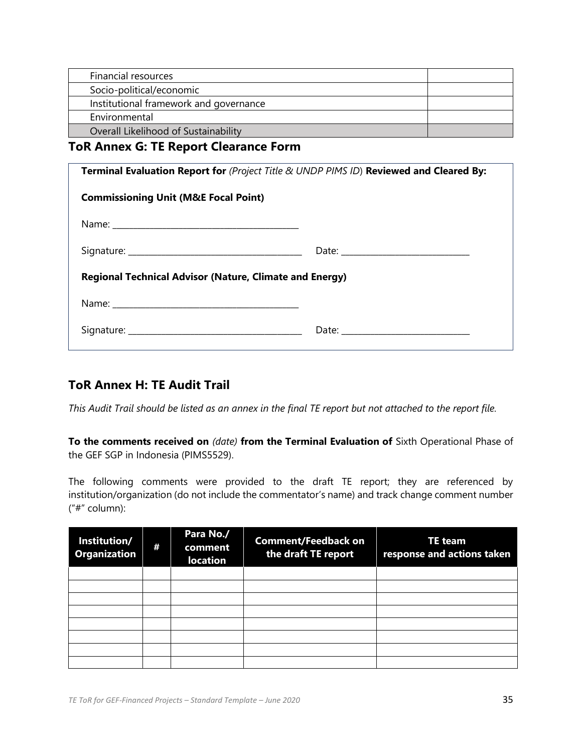| Financial resources | |
| --- | --- |
| Socio-political/economic | |
| Institutional framework and governance | |
| Environmental | |
| Overall Likelihood of Sustainability | |

## ToR Annex G: TE Report Clearance Form

**Terminal Evaluation Report for** *(Project Title & UNDP PIMS ID)* **Reviewed and Cleared By:**

**Commissioning Unit (M&E Focal Point)**

Name: ________________________________________

Signature: ______________________________________ Date: _____________________________

**Regional Technical Advisor (Nature, Climate and Energy)**

Name: ________________________________________

Signature: ______________________________________ Date: _____________________________

## ToR Annex H: TE Audit Trail

*This Audit Trail should be listed as an annex in the final TE report but not attached to the report file.*

**To the comments received on** *(date)* **from the Terminal Evaluation of** Sixth Operational Phase of the GEF SGP in Indonesia (PIMS5529).

The following comments were provided to the draft TE report; they are referenced by institution/organization (do not include the commentator's name) and track change comment number ("#" column):

| Institution/ Organization | # | Para No./ comment location | Comment/Feedback on the draft TE report | TE team response and actions taken |
| --- | --- | --- | --- | --- |
| | | | | |
| | | | | |
| | | | | |
| | | | | |
| | | | | |
| | | | | |
| | | | | |
| | | | | |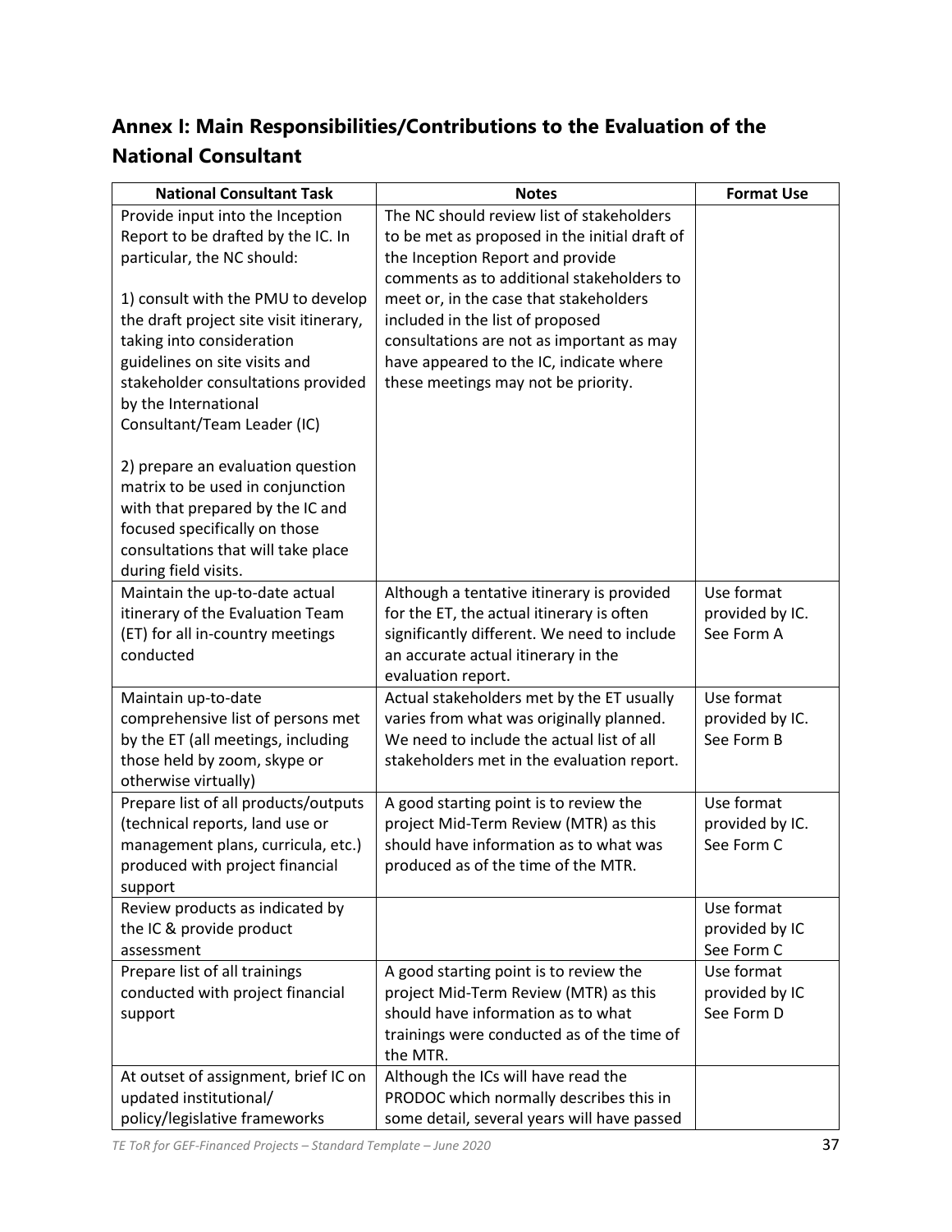## Annex I: Main Responsibilities/Contributions to the Evaluation of the National Consultant

| National Consultant Task | Notes | Format Use |
|---|---|---|
| Provide input into the Inception Report to be drafted by the IC. In particular, the NC should:<br><br>1) consult with the PMU to develop the draft project site visit itinerary, taking into consideration guidelines on site visits and stakeholder consultations provided by the International Consultant/Team Leader (IC)<br><br>2) prepare an evaluation question matrix to be used in conjunction with that prepared by the IC and focused specifically on those consultations that will take place during field visits. | The NC should review list of stakeholders to be met as proposed in the initial draft of the Inception Report and provide comments as to additional stakeholders to meet or, in the case that stakeholders included in the list of proposed consultations are not as important as may have appeared to the IC, indicate where these meetings may not be priority. | |
| Maintain the up-to-date actual itinerary of the Evaluation Team (ET) for all in-country meetings conducted | Although a tentative itinerary is provided for the ET, the actual itinerary is often significantly different. We need to include an accurate actual itinerary in the evaluation report. | Use format provided by IC. See Form A |
| Maintain up-to-date comprehensive list of persons met by the ET (all meetings, including those held by zoom, skype or otherwise virtually) | Actual stakeholders met by the ET usually varies from what was originally planned. We need to include the actual list of all stakeholders met in the evaluation report. | Use format provided by IC. See Form B |
| Prepare list of all products/outputs (technical reports, land use or management plans, curricula, etc.) produced with project financial support | A good starting point is to review the project Mid-Term Review (MTR) as this should have information as to what was produced as of the time of the MTR. | Use format provided by IC. See Form C |
| Review products as indicated by the IC & provide product assessment | | Use format provided by IC See Form C |
| Prepare list of all trainings conducted with project financial support | A good starting point is to review the project Mid-Term Review (MTR) as this should have information as to what trainings were conducted as of the time of the MTR. | Use format provided by IC See Form D |
| At outset of assignment, brief IC on updated institutional/ policy/legislative frameworks | Although the ICs will have read the PRODOC which normally describes this in some detail, several years will have passed | |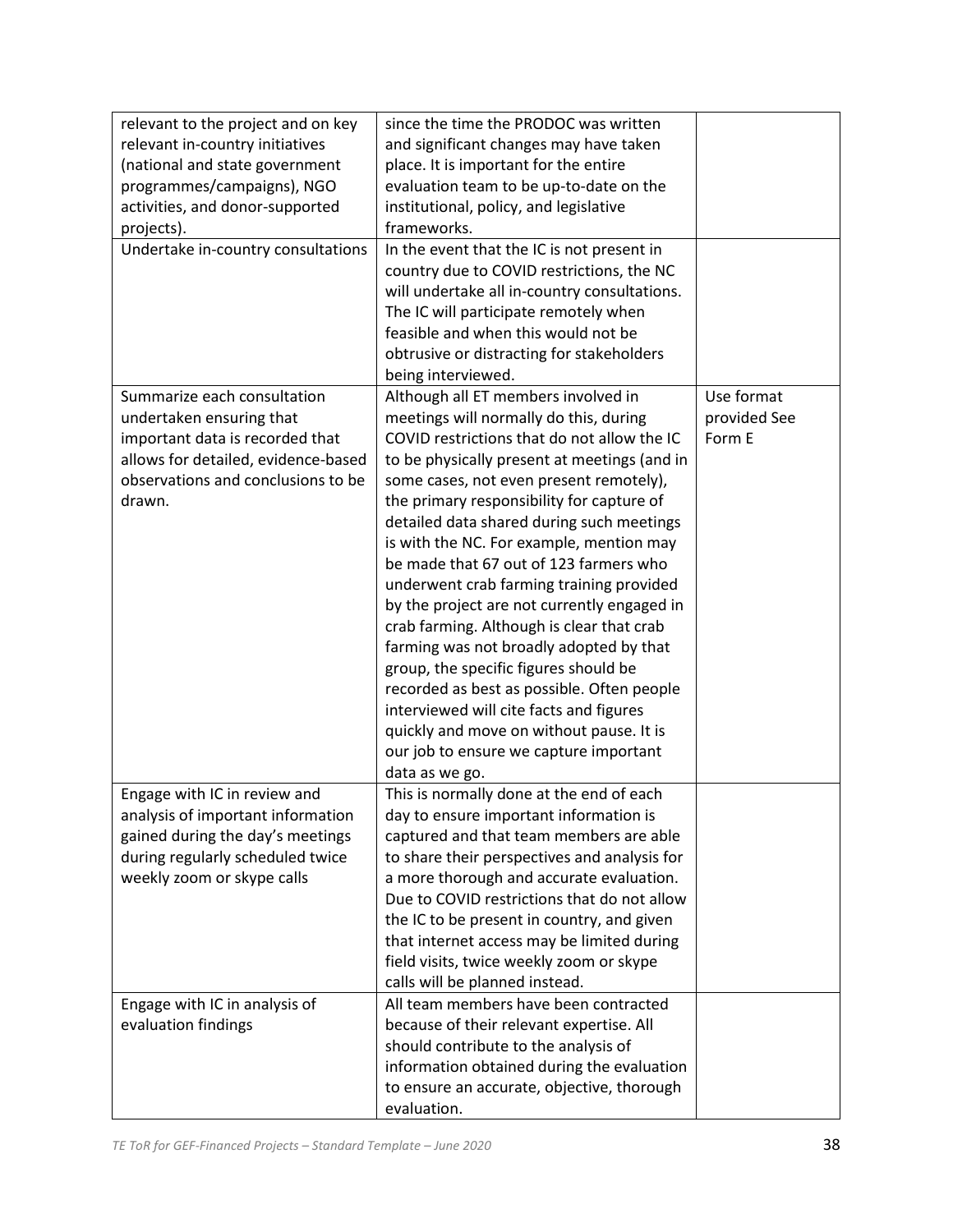| | | |
|---|---|---|
| relevant to the project and on key relevant in-country initiatives (national and state government programmes/campaigns), NGO activities, and donor-supported projects). | since the time the PRODOC was written and significant changes may have taken place. It is important for the entire evaluation team to be up-to-date on the institutional, policy, and legislative frameworks. | |
| Undertake in-country consultations | In the event that the IC is not present in country due to COVID restrictions, the NC will undertake all in-country consultations. The IC will participate remotely when feasible and when this would not be obtrusive or distracting for stakeholders being interviewed. | |
| Summarize each consultation undertaken ensuring that important data is recorded that allows for detailed, evidence-based observations and conclusions to be drawn. | Although all ET members involved in meetings will normally do this, during COVID restrictions that do not allow the IC to be physically present at meetings (and in some cases, not even present remotely), the primary responsibility for capture of detailed data shared during such meetings is with the NC. For example, mention may be made that 67 out of 123 farmers who underwent crab farming training provided by the project are not currently engaged in crab farming. Although is clear that crab farming was not broadly adopted by that group, the specific figures should be recorded as best as possible. Often people interviewed will cite facts and figures quickly and move on without pause. It is our job to ensure we capture important data as we go. | Use format provided See Form E |
| Engage with IC in review and analysis of important information gained during the day's meetings during regularly scheduled twice weekly zoom or skype calls | This is normally done at the end of each day to ensure important information is captured and that team members are able to share their perspectives and analysis for a more thorough and accurate evaluation. Due to COVID restrictions that do not allow the IC to be present in country, and given that internet access may be limited during field visits, twice weekly zoom or skype calls will be planned instead. | |
| Engage with IC in analysis of evaluation findings | All team members have been contracted because of their relevant expertise. All should contribute to the analysis of information obtained during the evaluation to ensure an accurate, objective, thorough evaluation. | |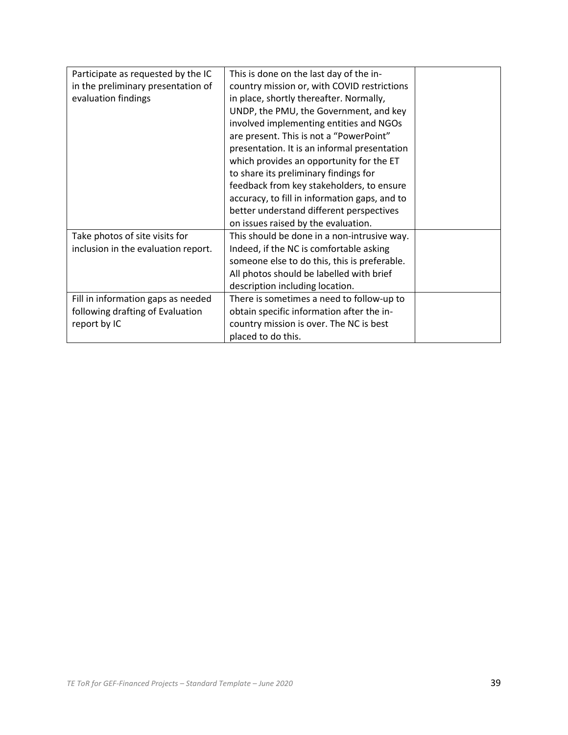| | | |
|---|---|---|
| Participate as requested by the IC in the preliminary presentation of evaluation findings | This is done on the last day of the in-country mission or, with COVID restrictions in place, shortly thereafter. Normally, UNDP, the PMU, the Government, and key involved implementing entities and NGOs are present. This is not a "PowerPoint" presentation. It is an informal presentation which provides an opportunity for the ET to share its preliminary findings for feedback from key stakeholders, to ensure accuracy, to fill in information gaps, and to better understand different perspectives on issues raised by the evaluation. | |
| Take photos of site visits for inclusion in the evaluation report. | This should be done in a non-intrusive way. Indeed, if the NC is comfortable asking someone else to do this, this is preferable. All photos should be labelled with brief description including location. | |
| Fill in information gaps as needed following drafting of Evaluation report by IC | There is sometimes a need to follow-up to obtain specific information after the in-country mission is over. The NC is best placed to do this. | |